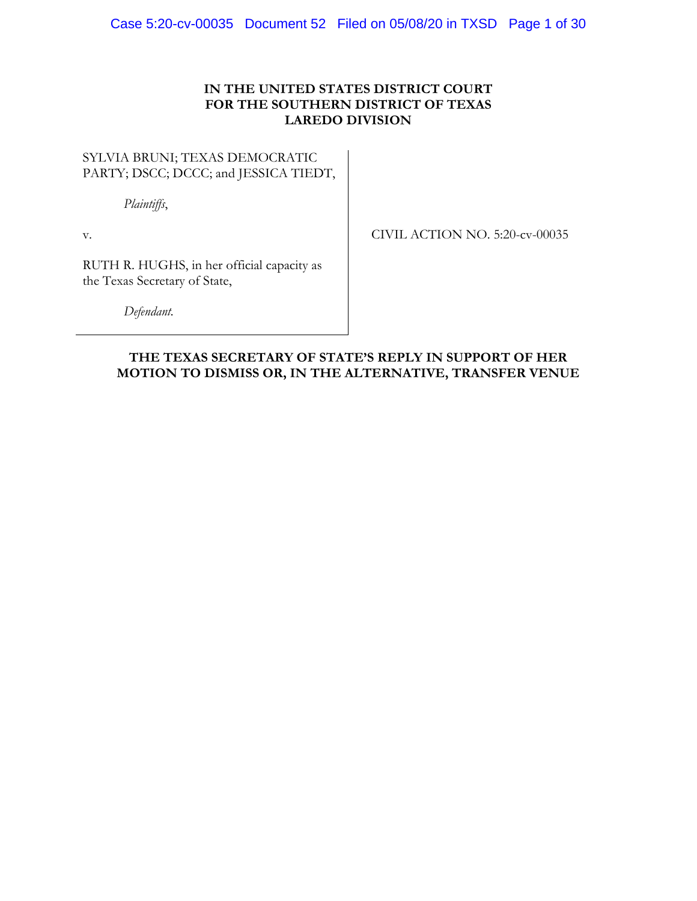**IN THE UNITED STATES DISTRICT COURT**
**FOR THE SOUTHERN DISTRICT OF TEXAS**
**LAREDO DIVISION**

| | |
|---|---|
| SYLVIA BRUNI; TEXAS DEMOCRATIC PARTY; DSCC; DCCC; and JESSICA TIEDT,<br><br>*Plaintiffs*,<br><br>v.<br><br>RUTH R. HUGHS, in her official capacity as the Texas Secretary of State,<br><br>*Defendant.* | CIVIL ACTION NO. 5:20-cv-00035 |

**THE TEXAS SECRETARY OF STATE'S REPLY IN SUPPORT OF HER MOTION TO DISMISS OR, IN THE ALTERNATIVE, TRANSFER VENUE**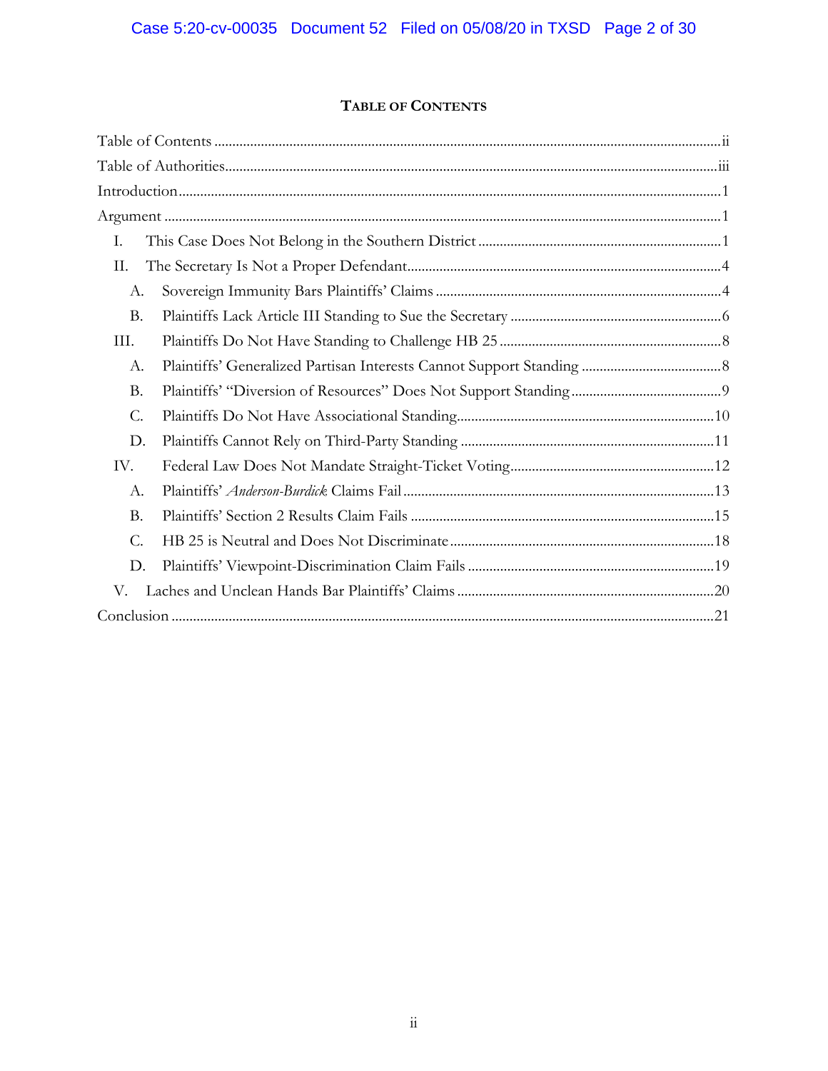## TABLE OF CONTENTS

Table of Contents ........ ii

Table of Authorities ........ iii

Introduction ........ 1

Argument ........ 1

- I. This Case Does Not Belong in the Southern District ........ 1
- II. The Secretary Is Not a Proper Defendant ........ 4
  - A. Sovereign Immunity Bars Plaintiffs' Claims ........ 4
  - B. Plaintiffs Lack Article III Standing to Sue the Secretary ........ 6
- III. Plaintiffs Do Not Have Standing to Challenge HB 25 ........ 8
  - A. Plaintiffs' Generalized Partisan Interests Cannot Support Standing ........ 8
  - B. Plaintiffs' "Diversion of Resources" Does Not Support Standing ........ 9
  - C. Plaintiffs Do Not Have Associational Standing ........ 10
  - D. Plaintiffs Cannot Rely on Third-Party Standing ........ 11
- IV. Federal Law Does Not Mandate Straight-Ticket Voting ........ 12
  - A. Plaintiffs' *Anderson-Burdick* Claims Fail ........ 13
  - B. Plaintiffs' Section 2 Results Claim Fails ........ 15
  - C. HB 25 is Neutral and Does Not Discriminate ........ 18
  - D. Plaintiffs' Viewpoint-Discrimination Claim Fails ........ 19
- V. Laches and Unclean Hands Bar Plaintiffs' Claims ........ 20

Conclusion ........ 21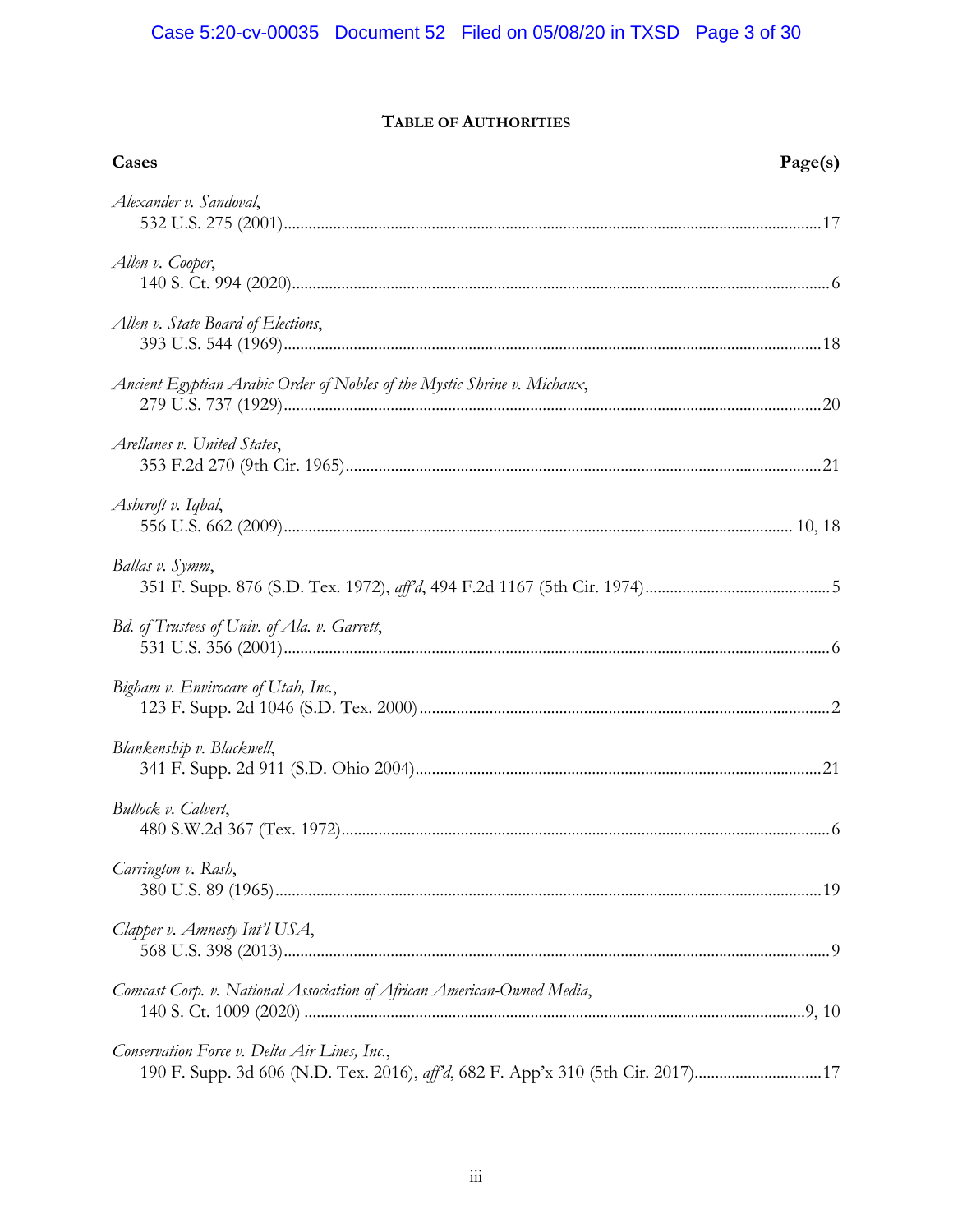## TABLE OF AUTHORITIES

**Cases** **Page(s)**

*Alexander v. Sandoval*,
532 U.S. 275 (2001) ... 17

*Allen v. Cooper*,
140 S. Ct. 994 (2020) ... 6

*Allen v. State Board of Elections*,
393 U.S. 544 (1969) ... 18

*Ancient Egyptian Arabic Order of Nobles of the Mystic Shrine v. Michaux*,
279 U.S. 737 (1929) ... 20

*Arellanes v. United States*,
353 F.2d 270 (9th Cir. 1965) ... 21

*Ashcroft v. Iqbal*,
556 U.S. 662 (2009) ... 10, 18

*Ballas v. Symm*,
351 F. Supp. 876 (S.D. Tex. 1972), *aff'd*, 494 F.2d 1167 (5th Cir. 1974) ... 5

*Bd. of Trustees of Univ. of Ala. v. Garrett*,
531 U.S. 356 (2001) ... 6

*Bigham v. Envirocare of Utah, Inc.*,
123 F. Supp. 2d 1046 (S.D. Tex. 2000) ... 2

*Blankenship v. Blackwell*,
341 F. Supp. 2d 911 (S.D. Ohio 2004) ... 21

*Bullock v. Calvert*,
480 S.W.2d 367 (Tex. 1972) ... 6

*Carrington v. Rash*,
380 U.S. 89 (1965) ... 19

*Clapper v. Amnesty Int'l USA*,
568 U.S. 398 (2013) ... 9

*Comcast Corp. v. National Association of African American-Owned Media*,
140 S. Ct. 1009 (2020) ... 9, 10

*Conservation Force v. Delta Air Lines, Inc.*,
190 F. Supp. 3d 606 (N.D. Tex. 2016), *aff'd*, 682 F. App'x 310 (5th Cir. 2017) ... 17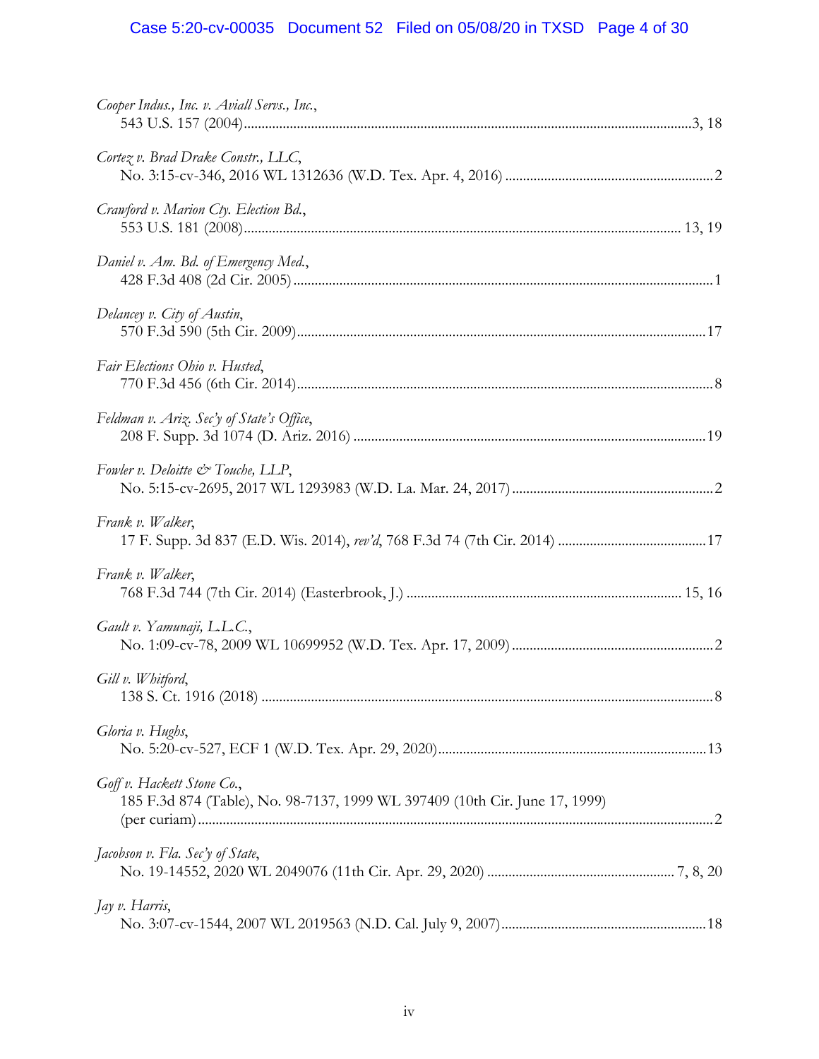*Cooper Indus., Inc. v. Aviall Servs., Inc.*,
543 U.S. 157 (2004) .......................................................................................................3, 18

*Cortez v. Brad Drake Constr., LLC*,
No. 3:15-cv-346, 2016 WL 1312636 (W.D. Tex. Apr. 4, 2016) ..........................................................2

*Crawford v. Marion Cty. Election Bd.*,
553 U.S. 181 (2008) ..................................................................................................... 13, 19

*Daniel v. Am. Bd. of Emergency Med.*,
428 F.3d 408 (2d Cir. 2005) ..................................................................................................1

*Delancey v. City of Austin*,
570 F.3d 590 (5th Cir. 2009) ................................................................................................17

*Fair Elections Ohio v. Husted*,
770 F.3d 456 (6th Cir. 2014) ..................................................................................................8

*Feldman v. Ariz. Sec'y of State's Office*,
208 F. Supp. 3d 1074 (D. Ariz. 2016) ...................................................................................19

*Fowler v. Deloitte & Touche, LLP*,
No. 5:15-cv-2695, 2017 WL 1293983 (W.D. La. Mar. 24, 2017) .........................................................2

*Frank v. Walker*,
17 F. Supp. 3d 837 (E.D. Wis. 2014), *rev'd*, 768 F.3d 74 (7th Cir. 2014) ..........................................17

*Frank v. Walker*,
768 F.3d 744 (7th Cir. 2014) (Easterbrook, J.) ............................................................... 15, 16

*Gault v. Yamunaji, L.L.C.*,
No. 1:09-cv-78, 2009 WL 10699952 (W.D. Tex. Apr. 17, 2009) .........................................................2

*Gill v. Whitford*,
138 S. Ct. 1916 (2018) ..........................................................................................................8

*Gloria v. Hughs*,
No. 5:20-cv-527, ECF 1 (W.D. Tex. Apr. 29, 2020) ..............................................................13

*Goff v. Hackett Stone Co.*,
185 F.3d 874 (Table), No. 98-7137, 1999 WL 397409 (10th Cir. June 17, 1999)
(per curiam) ..........................................................................................................................2

*Jacobson v. Fla. Sec'y of State*,
No. 19-14552, 2020 WL 2049076 (11th Cir. Apr. 29, 2020) .................................................... 7, 8, 20

*Jay v. Harris*,
No. 3:07-cv-1544, 2007 WL 2019563 (N.D. Cal. July 9, 2007) ..........................................................18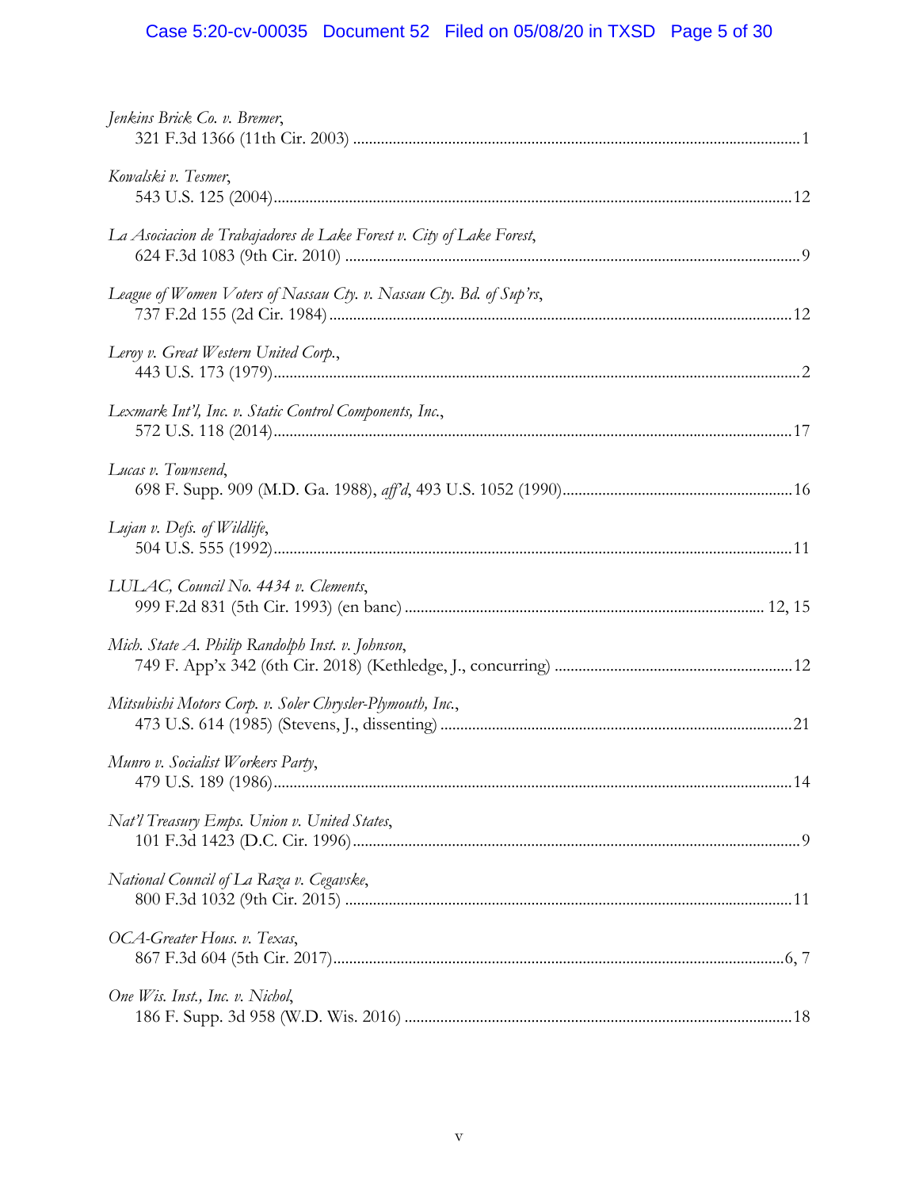*Jenkins Brick Co. v. Bremer*,
321 F.3d 1366 (11th Cir. 2003) ............................................................................................................... 1

*Kowalski v. Tesmer*,
543 U.S. 125 (2004)................................................................................................................................. 12

*La Asociacion de Trabajadores de Lake Forest v. City of Lake Forest*,
624 F.3d 1083 (9th Cir. 2010) ................................................................................................................. 9

*League of Women Voters of Nassau Cty. v. Nassau Cty. Bd. of Sup'rs*,
737 F.2d 155 (2d Cir. 1984) ................................................................................................................... 12

*Leroy v. Great Western United Corp.*,
443 U.S. 173 (1979)................................................................................................................................... 2

*Lexmark Int'l, Inc. v. Static Control Components, Inc.*,
572 U.S. 118 (2014)................................................................................................................................. 17

*Lucas v. Townsend*,
698 F. Supp. 909 (M.D. Ga. 1988), *aff'd*, 493 U.S. 1052 (1990)......................................................... 16

*Lujan v. Defs. of Wildlife*,
504 U.S. 555 (1992)................................................................................................................................. 11

*LULAC, Council No. 4434 v. Clements*,
999 F.2d 831 (5th Cir. 1993) (en banc) ......................................................................................... 12, 15

*Mich. State A. Philip Randolph Inst. v. Johnson*,
749 F. App'x 342 (6th Cir. 2018) (Kethledge, J., concurring) ........................................................... 12

*Mitsubishi Motors Corp. v. Soler Chrysler-Plymouth, Inc.*,
473 U.S. 614 (1985) (Stevens, J., dissenting) ....................................................................................... 21

*Munro v. Socialist Workers Party*,
479 U.S. 189 (1986)................................................................................................................................. 14

*Nat'l Treasury Emps. Union v. United States*,
101 F.3d 1423 (D.C. Cir. 1996)............................................................................................................... 9

*National Council of La Raza v. Cegavske*,
800 F.3d 1032 (9th Cir. 2015) ............................................................................................................... 11

*OCA-Greater Hous. v. Texas*,
867 F.3d 604 (5th Cir. 2017)................................................................................................................ 6, 7

*One Wis. Inst., Inc. v. Nichol*,
186 F. Supp. 3d 958 (W.D. Wis. 2016) ................................................................................................ 18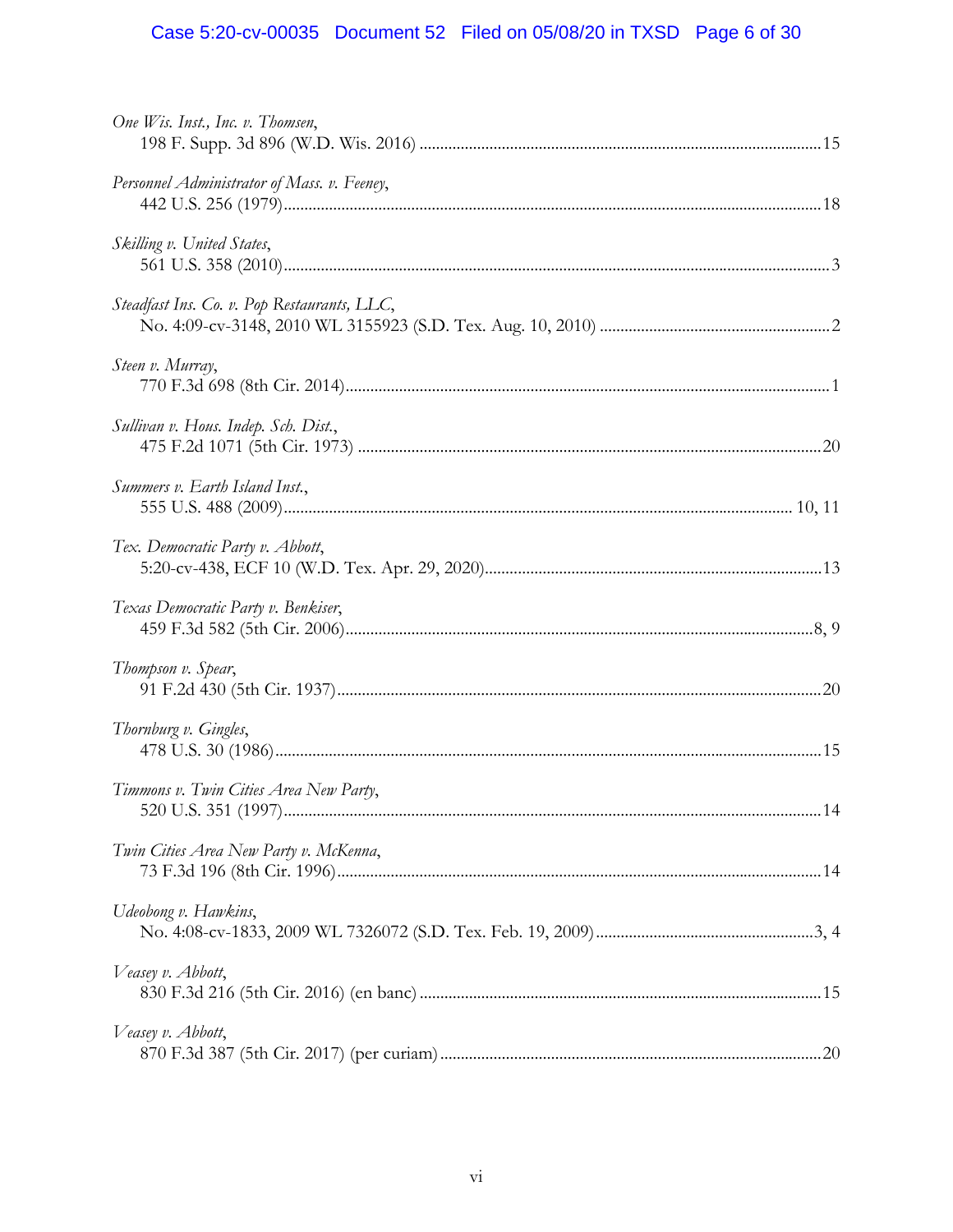*One Wis. Inst., Inc. v. Thomsen*,
198 F. Supp. 3d 896 (W.D. Wis. 2016) ....................................................................................15

*Personnel Administrator of Mass. v. Feeney*,
442 U.S. 256 (1979)......................................................................................................................18

*Skilling v. United States*,
561 U.S. 358 (2010)........................................................................................................................3

*Steadfast Ins. Co. v. Pop Restaurants, LLC*,
No. 4:09-cv-3148, 2010 WL 3155923 (S.D. Tex. Aug. 10, 2010) ...........................................2

*Steen v. Murray*,
770 F.3d 698 (8th Cir. 2014)..........................................................................................................1

*Sullivan v. Hous. Indep. Sch. Dist.*,
475 F.2d 1071 (5th Cir. 1973) .....................................................................................................20

*Summers v. Earth Island Inst.*,
555 U.S. 488 (2009).............................................................................................................. 10, 11

*Tex. Democratic Party v. Abbott*,
5:20-cv-438, ECF 10 (W.D. Tex. Apr. 29, 2020).......................................................................13

*Texas Democratic Party v. Benkiser*,
459 F.3d 582 (5th Cir. 2006).....................................................................................................8, 9

*Thompson v. Spear*,
91 F.2d 430 (5th Cir. 1937)..........................................................................................................20

*Thornburg v. Gingles*,
478 U.S. 30 (1986)........................................................................................................................15

*Timmons v. Twin Cities Area New Party*,
520 U.S. 351 (1997)......................................................................................................................14

*Twin Cities Area New Party v. McKenna*,
73 F.3d 196 (8th Cir. 1996)..........................................................................................................14

*Udeobong v. Hawkins*,
No. 4:08-cv-1833, 2009 WL 7326072 (S.D. Tex. Feb. 19, 2009) .......................................3, 4

*Veasey v. Abbott*,
830 F.3d 216 (5th Cir. 2016) (en banc) ......................................................................................15

*Veasey v. Abbott*,
870 F.3d 387 (5th Cir. 2017) (per curiam) .................................................................................20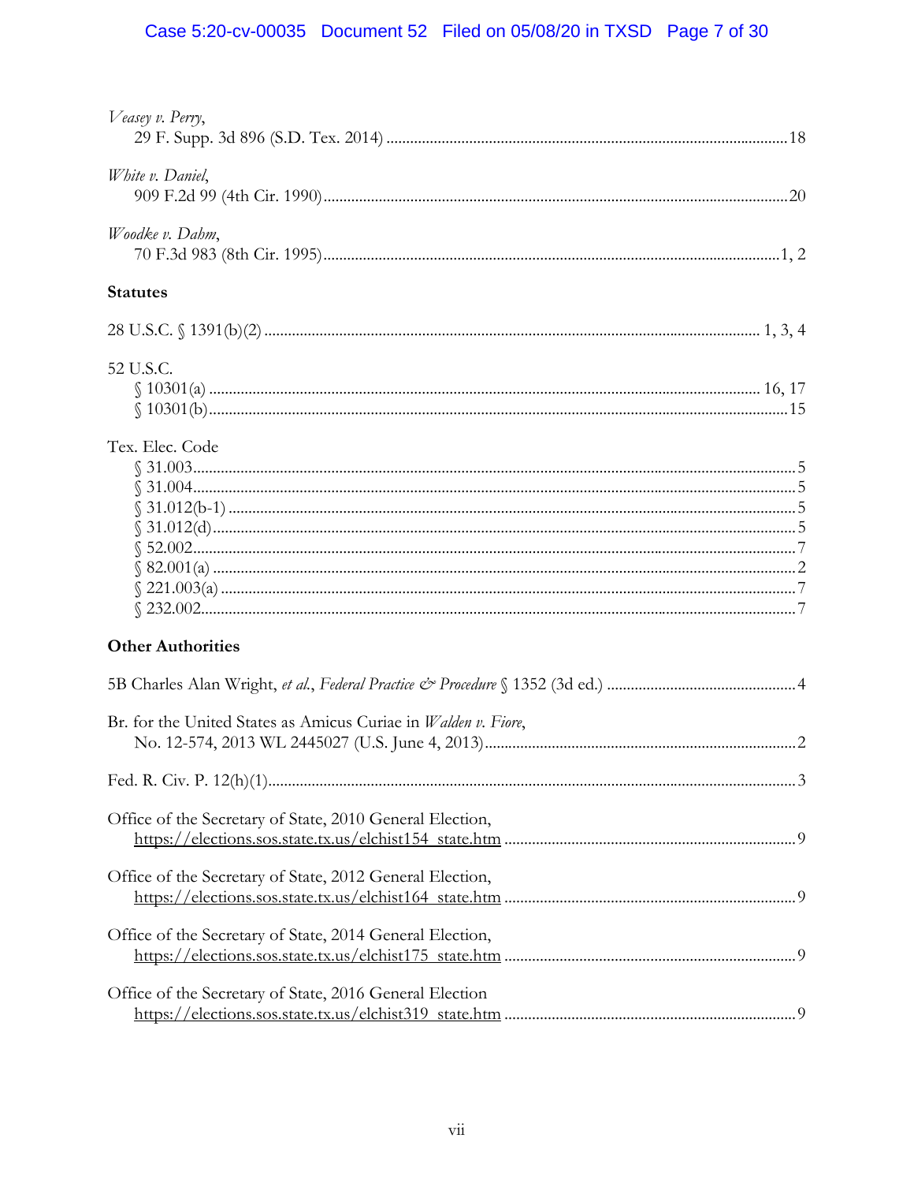*Veasey v. Perry*,
29 F. Supp. 3d 896 (S.D. Tex. 2014) ............................................................ 18

*White v. Daniel*,
909 F.2d 99 (4th Cir. 1990) ............................................................ 20

*Woodke v. Dahm*,
70 F.3d 983 (8th Cir. 1995) ............................................................ 1, 2

**Statutes**

28 U.S.C. § 1391(b)(2) ............................................................ 1, 3, 4

52 U.S.C.
§ 10301(a) ............................................................ 16, 17
§ 10301(b) ............................................................ 15

Tex. Elec. Code
§ 31.003 ............................................................ 5
§ 31.004 ............................................................ 5
§ 31.012(b-1) ............................................................ 5
§ 31.012(d) ............................................................ 5
§ 52.002 ............................................................ 7
§ 82.001(a) ............................................................ 2
§ 221.003(a) ............................................................ 7
§ 232.002 ............................................................ 7

**Other Authorities**

5B Charles Alan Wright, *et al.*, *Federal Practice & Procedure* § 1352 (3d ed.) ............................................................ 4

Br. for the United States as Amicus Curiae in *Walden v. Fiore*,
No. 12-574, 2013 WL 2445027 (U.S. June 4, 2013) ............................................................ 2

Fed. R. Civ. P. 12(h)(1) ............................................................ 3

Office of the Secretary of State, 2010 General Election,
https://elections.sos.state.tx.us/elchist154_state.htm ............................................................ 9

Office of the Secretary of State, 2012 General Election,
https://elections.sos.state.tx.us/elchist164_state.htm ............................................................ 9

Office of the Secretary of State, 2014 General Election,
https://elections.sos.state.tx.us/elchist175_state.htm ............................................................ 9

Office of the Secretary of State, 2016 General Election
https://elections.sos.state.tx.us/elchist319_state.htm ............................................................ 9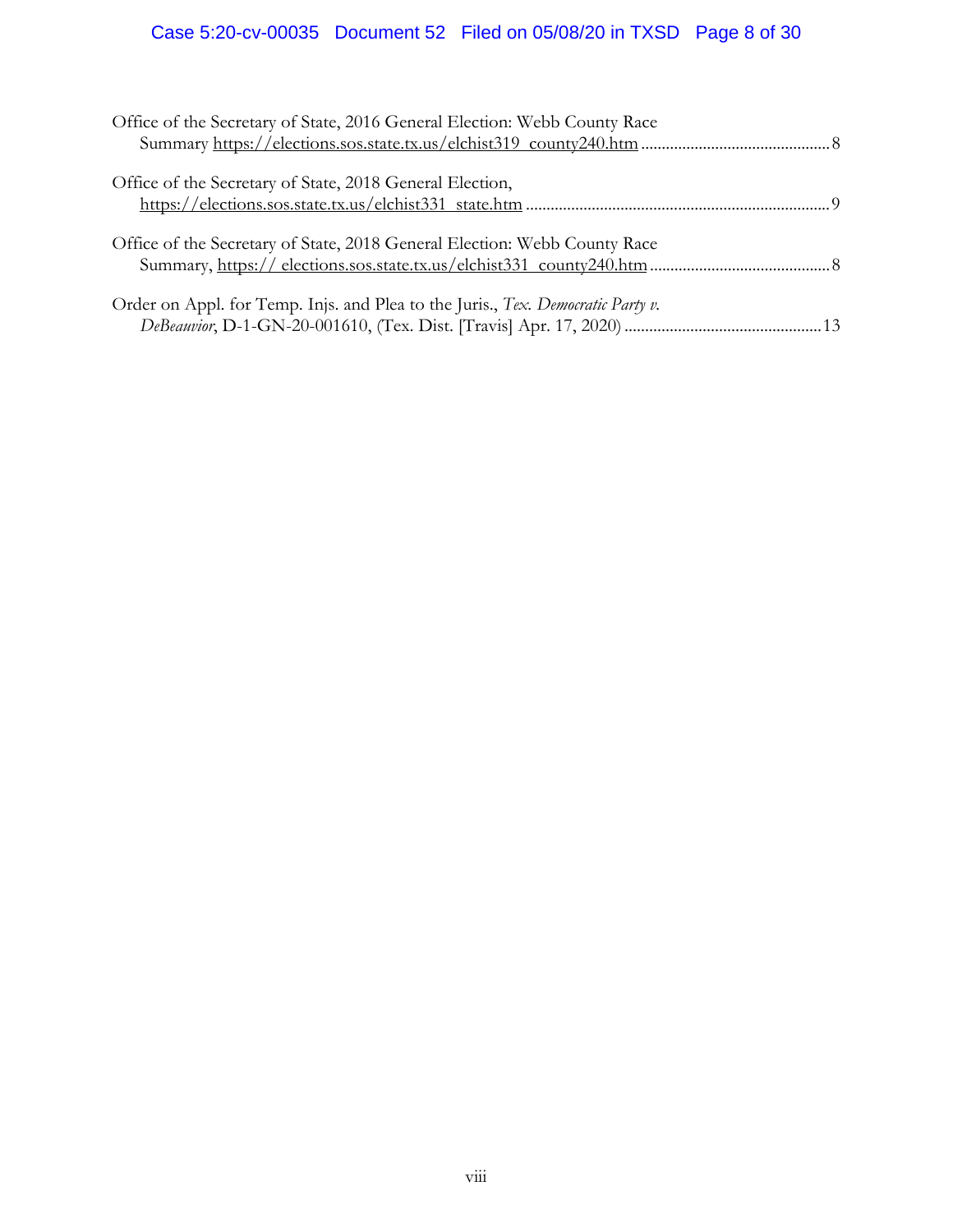Office of the Secretary of State, 2016 General Election: Webb County Race Summary https://elections.sos.state.tx.us/elchist319_county240.htm .............................................8

Office of the Secretary of State, 2018 General Election, https://elections.sos.state.tx.us/elchist331_state.htm .........................................................................9

Office of the Secretary of State, 2018 General Election: Webb County Race Summary, https:// elections.sos.state.tx.us/elchist331_county240.htm ...........................................8

Order on Appl. for Temp. Injs. and Plea to the Juris., *Tex. Democratic Party v. DeBeauvoir*, D-1-GN-20-001610, (Tex. Dist. [Travis] Apr. 17, 2020) ...............................................13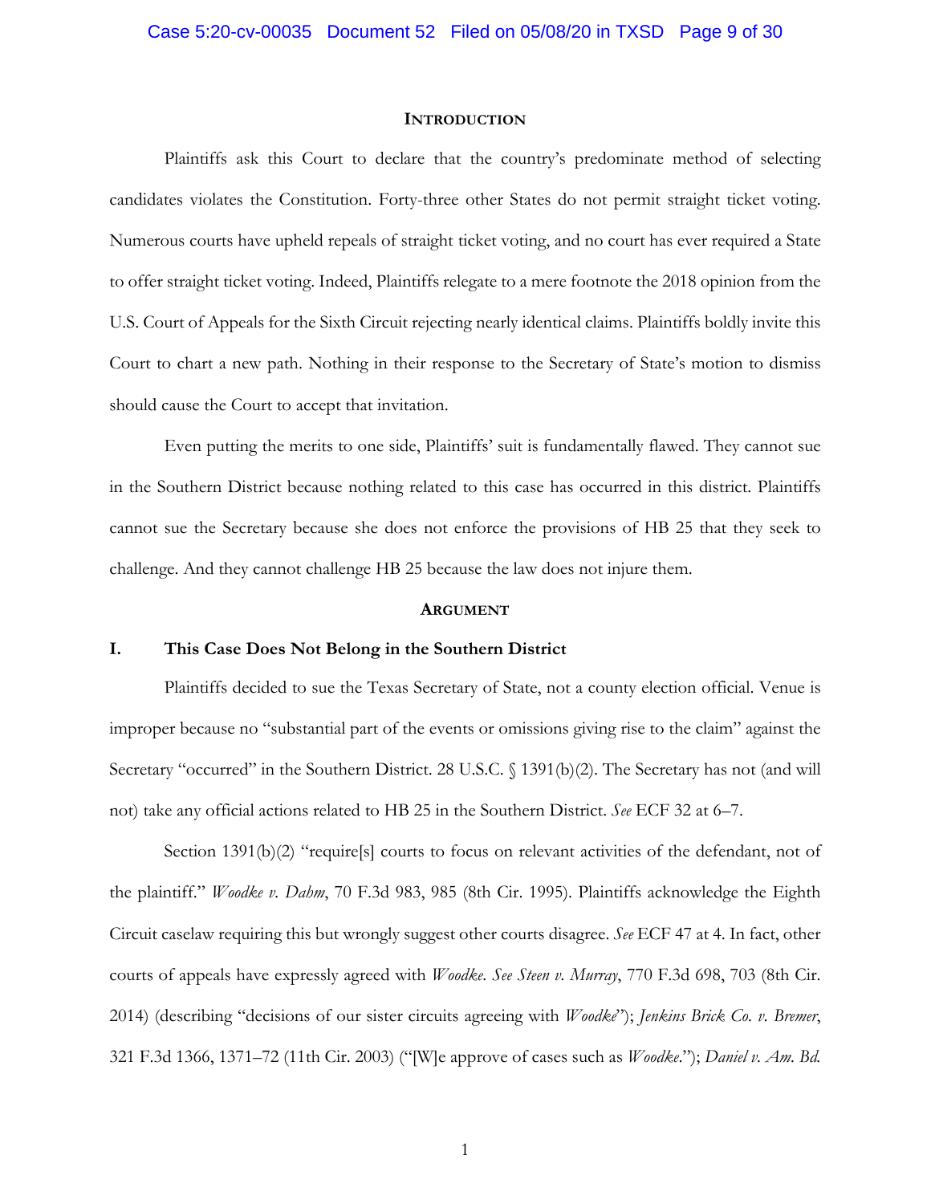## **INTRODUCTION**

Plaintiffs ask this Court to declare that the country's predominate method of selecting candidates violates the Constitution. Forty-three other States do not permit straight ticket voting. Numerous courts have upheld repeals of straight ticket voting, and no court has ever required a State to offer straight ticket voting. Indeed, Plaintiffs relegate to a mere footnote the 2018 opinion from the U.S. Court of Appeals for the Sixth Circuit rejecting nearly identical claims. Plaintiffs boldly invite this Court to chart a new path. Nothing in their response to the Secretary of State's motion to dismiss should cause the Court to accept that invitation.

Even putting the merits to one side, Plaintiffs' suit is fundamentally flawed. They cannot sue in the Southern District because nothing related to this case has occurred in this district. Plaintiffs cannot sue the Secretary because she does not enforce the provisions of HB 25 that they seek to challenge. And they cannot challenge HB 25 because the law does not injure them.

## **ARGUMENT**

### **I. This Case Does Not Belong in the Southern District**

Plaintiffs decided to sue the Texas Secretary of State, not a county election official. Venue is improper because no "substantial part of the events or omissions giving rise to the claim" against the Secretary "occurred" in the Southern District. 28 U.S.C. § 1391(b)(2). The Secretary has not (and will not) take any official actions related to HB 25 in the Southern District. *See* ECF 32 at 6–7.

Section 1391(b)(2) "require[s] courts to focus on relevant activities of the defendant, not of the plaintiff." *Woodke v. Dahm*, 70 F.3d 983, 985 (8th Cir. 1995). Plaintiffs acknowledge the Eighth Circuit caselaw requiring this but wrongly suggest other courts disagree. *See* ECF 47 at 4. In fact, other courts of appeals have expressly agreed with *Woodke*. *See Steen v. Murray*, 770 F.3d 698, 703 (8th Cir. 2014) (describing "decisions of our sister circuits agreeing with *Woodke*"); *Jenkins Brick Co. v. Bremer*, 321 F.3d 1366, 1371–72 (11th Cir. 2003) ("[W]e approve of cases such as *Woodke*."); *Daniel v. Am. Bd.*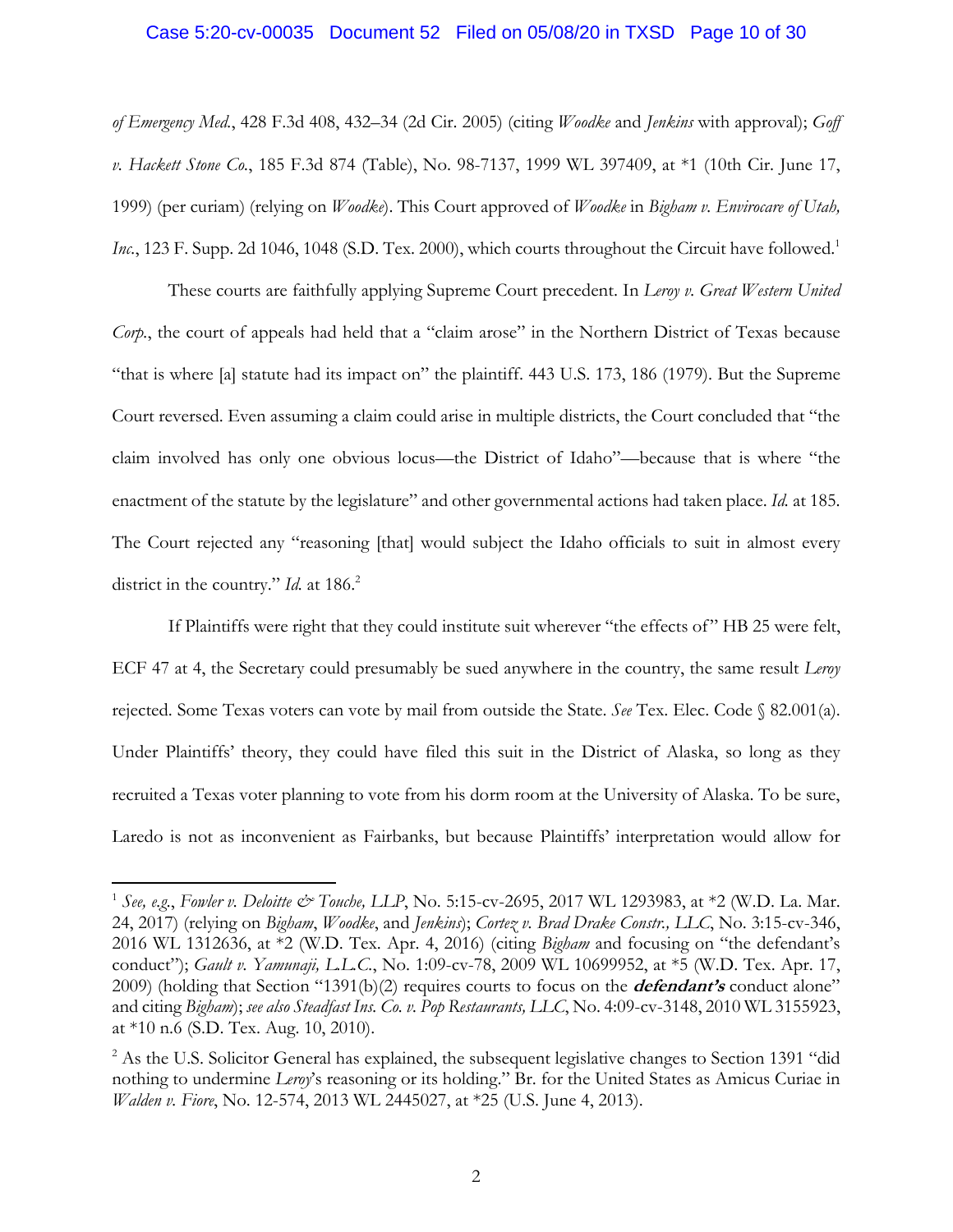*of Emergency Med.*, 428 F.3d 408, 432–34 (2d Cir. 2005) (citing *Woodke* and *Jenkins* with approval); *Goff v. Hackett Stone Co.*, 185 F.3d 874 (Table), No. 98-7137, 1999 WL 397409, at *1 (10th Cir. June 17, 1999) (per curiam) (relying on *Woodke*). This Court approved of *Woodke* in *Bigham v. Envirocare of Utah, Inc.*, 123 F. Supp. 2d 1046, 1048 (S.D. Tex. 2000), which courts throughout the Circuit have followed.[1]

These courts are faithfully applying Supreme Court precedent. In *Leroy v. Great Western United Corp.*, the court of appeals had held that a "claim arose" in the Northern District of Texas because "that is where [a] statute had its impact on" the plaintiff. 443 U.S. 173, 186 (1979). But the Supreme Court reversed. Even assuming a claim could arise in multiple districts, the Court concluded that "the claim involved has only one obvious locus—the District of Idaho"—because that is where "the enactment of the statute by the legislature" and other governmental actions had taken place. *Id.* at 185. The Court rejected any "reasoning [that] would subject the Idaho officials to suit in almost every district in the country." *Id.* at 186.[2]

If Plaintiffs were right that they could institute suit wherever "the effects of" HB 25 were felt, ECF 47 at 4, the Secretary could presumably be sued anywhere in the country, the same result *Leroy* rejected. Some Texas voters can vote by mail from outside the State. *See* Tex. Elec. Code § 82.001(a). Under Plaintiffs' theory, they could have filed this suit in the District of Alaska, so long as they recruited a Texas voter planning to vote from his dorm room at the University of Alaska. To be sure, Laredo is not as inconvenient as Fairbanks, but because Plaintiffs' interpretation would allow for

---

[1] *See, e.g.*, *Fowler v. Deloitte & Touche, LLP*, No. 5:15-cv-2695, 2017 WL 1293983, at *2 (W.D. La. Mar. 24, 2017) (relying on *Bigham*, *Woodke*, and *Jenkins*); *Cortez v. Brad Drake Constr., LLC*, No. 3:15-cv-346, 2016 WL 1312636, at *2 (W.D. Tex. Apr. 4, 2016) (citing *Bigham* and focusing on "the defendant's conduct"); *Gault v. Yamunaji, L.L.C.*, No. 1:09-cv-78, 2009 WL 10699952, at *5 (W.D. Tex. Apr. 17, 2009) (holding that Section "1391(b)(2) requires courts to focus on the ***defendant's*** conduct alone" and citing *Bigham*); *see also Steadfast Ins. Co. v. Pop Restaurants, LLC*, No. 4:09-cv-3148, 2010 WL 3155923, at *10 n.6 (S.D. Tex. Aug. 10, 2010).

[2] As the U.S. Solicitor General has explained, the subsequent legislative changes to Section 1391 "did nothing to undermine *Leroy*'s reasoning or its holding." Br. for the United States as Amicus Curiae in *Walden v. Fiore*, No. 12-574, 2013 WL 2445027, at *25 (U.S. June 4, 2013).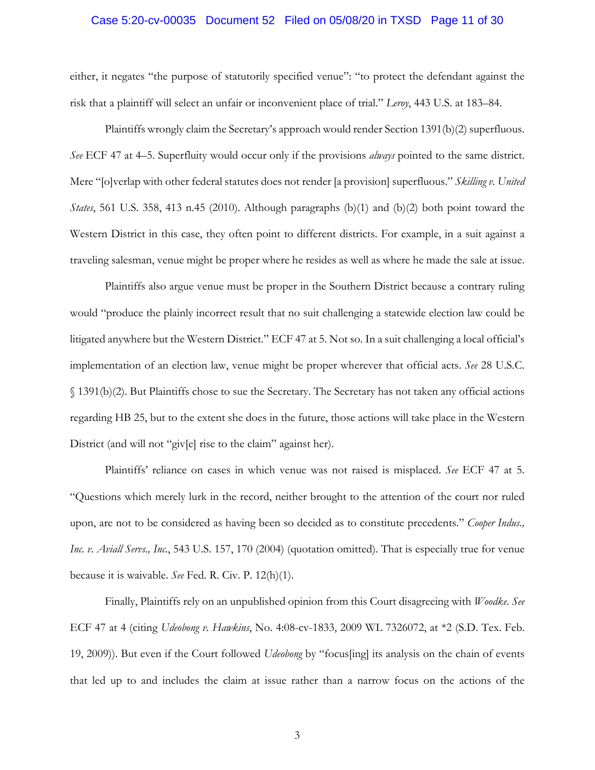either, it negates "the purpose of statutorily specified venue": "to protect the defendant against the risk that a plaintiff will select an unfair or inconvenient place of trial." *Leroy*, 443 U.S. at 183–84.

Plaintiffs wrongly claim the Secretary's approach would render Section 1391(b)(2) superfluous. *See* ECF 47 at 4–5. Superfluity would occur only if the provisions *always* pointed to the same district. Mere "[o]verlap with other federal statutes does not render [a provision] superfluous." *Skilling v. United States*, 561 U.S. 358, 413 n.45 (2010). Although paragraphs (b)(1) and (b)(2) both point toward the Western District in this case, they often point to different districts. For example, in a suit against a traveling salesman, venue might be proper where he resides as well as where he made the sale at issue.

Plaintiffs also argue venue must be proper in the Southern District because a contrary ruling would "produce the plainly incorrect result that no suit challenging a statewide election law could be litigated anywhere but the Western District." ECF 47 at 5. Not so. In a suit challenging a local official's implementation of an election law, venue might be proper wherever that official acts. *See* 28 U.S.C. § 1391(b)(2). But Plaintiffs chose to sue the Secretary. The Secretary has not taken any official actions regarding HB 25, but to the extent she does in the future, those actions will take place in the Western District (and will not "giv[e] rise to the claim" against her).

Plaintiffs' reliance on cases in which venue was not raised is misplaced. *See* ECF 47 at 5. "Questions which merely lurk in the record, neither brought to the attention of the court nor ruled upon, are not to be considered as having been so decided as to constitute precedents." *Cooper Indus., Inc. v. Aviall Servs., Inc.*, 543 U.S. 157, 170 (2004) (quotation omitted). That is especially true for venue because it is waivable. *See* Fed. R. Civ. P. 12(h)(1).

Finally, Plaintiffs rely on an unpublished opinion from this Court disagreeing with *Woodke*. *See* ECF 47 at 4 (citing *Udeobong v. Hawkins*, No. 4:08-cv-1833, 2009 WL 7326072, at *2 (S.D. Tex. Feb. 19, 2009)). But even if the Court followed *Udeobong* by "focus[ing] its analysis on the chain of events that led up to and includes the claim at issue rather than a narrow focus on the actions of the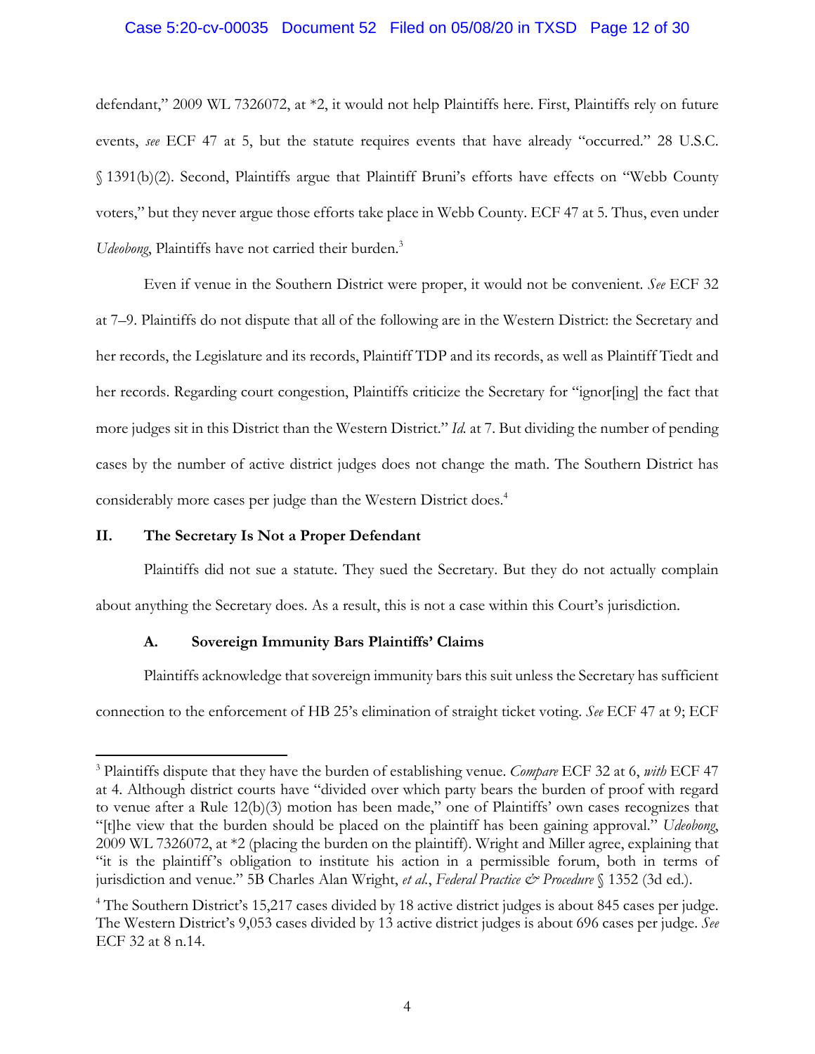defendant," 2009 WL 7326072, at *2, it would not help Plaintiffs here. First, Plaintiffs rely on future events, *see* ECF 47 at 5, but the statute requires events that have already "occurred." 28 U.S.C. § 1391(b)(2). Second, Plaintiffs argue that Plaintiff Bruni's efforts have effects on "Webb County voters," but they never argue those efforts take place in Webb County. ECF 47 at 5. Thus, even under *Udeobong*, Plaintiffs have not carried their burden.[3]

Even if venue in the Southern District were proper, it would not be convenient. *See* ECF 32 at 7–9. Plaintiffs do not dispute that all of the following are in the Western District: the Secretary and her records, the Legislature and its records, Plaintiff TDP and its records, as well as Plaintiff Tiedt and her records. Regarding court congestion, Plaintiffs criticize the Secretary for "ignor[ing] the fact that more judges sit in this District than the Western District." *Id.* at 7. But dividing the number of pending cases by the number of active district judges does not change the math. The Southern District has considerably more cases per judge than the Western District does.[4]

## II. The Secretary Is Not a Proper Defendant

Plaintiffs did not sue a statute. They sued the Secretary. But they do not actually complain about anything the Secretary does. As a result, this is not a case within this Court's jurisdiction.

### A. Sovereign Immunity Bars Plaintiffs' Claims

Plaintiffs acknowledge that sovereign immunity bars this suit unless the Secretary has sufficient connection to the enforcement of HB 25's elimination of straight ticket voting. *See* ECF 47 at 9; ECF

---

[3] Plaintiffs dispute that they have the burden of establishing venue. *Compare* ECF 32 at 6, *with* ECF 47 at 4. Although district courts have "divided over which party bears the burden of proof with regard to venue after a Rule 12(b)(3) motion has been made," one of Plaintiffs' own cases recognizes that "[t]he view that the burden should be placed on the plaintiff has been gaining approval." *Udeobong*, 2009 WL 7326072, at *2 (placing the burden on the plaintiff). Wright and Miller agree, explaining that "it is the plaintiff's obligation to institute his action in a permissible forum, both in terms of jurisdiction and venue." 5B Charles Alan Wright, *et al.*, *Federal Practice & Procedure* § 1352 (3d ed.).

[4] The Southern District's 15,217 cases divided by 18 active district judges is about 845 cases per judge. The Western District's 9,053 cases divided by 13 active district judges is about 696 cases per judge. *See* ECF 32 at 8 n.14.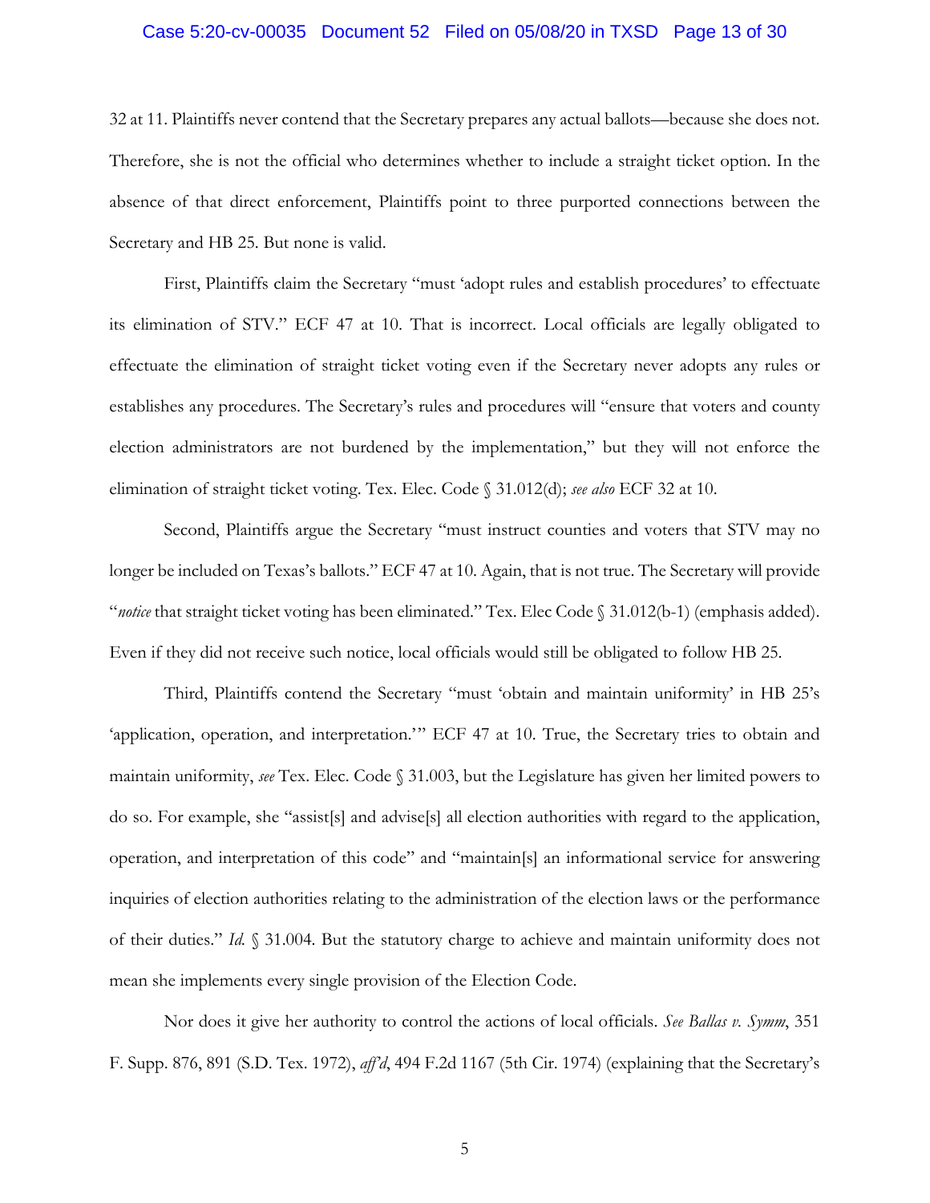32 at 11. Plaintiffs never contend that the Secretary prepares any actual ballots—because she does not. Therefore, she is not the official who determines whether to include a straight ticket option. In the absence of that direct enforcement, Plaintiffs point to three purported connections between the Secretary and HB 25. But none is valid.

First, Plaintiffs claim the Secretary "must 'adopt rules and establish procedures' to effectuate its elimination of STV." ECF 47 at 10. That is incorrect. Local officials are legally obligated to effectuate the elimination of straight ticket voting even if the Secretary never adopts any rules or establishes any procedures. The Secretary's rules and procedures will "ensure that voters and county election administrators are not burdened by the implementation," but they will not enforce the elimination of straight ticket voting. Tex. Elec. Code § 31.012(d); *see also* ECF 32 at 10.

Second, Plaintiffs argue the Secretary "must instruct counties and voters that STV may no longer be included on Texas's ballots." ECF 47 at 10. Again, that is not true. The Secretary will provide "*notice* that straight ticket voting has been eliminated." Tex. Elec Code § 31.012(b-1) (emphasis added). Even if they did not receive such notice, local officials would still be obligated to follow HB 25.

Third, Plaintiffs contend the Secretary "must 'obtain and maintain uniformity' in HB 25's 'application, operation, and interpretation.'" ECF 47 at 10. True, the Secretary tries to obtain and maintain uniformity, *see* Tex. Elec. Code § 31.003, but the Legislature has given her limited powers to do so. For example, she "assist[s] and advise[s] all election authorities with regard to the application, operation, and interpretation of this code" and "maintain[s] an informational service for answering inquiries of election authorities relating to the administration of the election laws or the performance of their duties." *Id.* § 31.004. But the statutory charge to achieve and maintain uniformity does not mean she implements every single provision of the Election Code.

Nor does it give her authority to control the actions of local officials. *See Ballas v. Symm*, 351 F. Supp. 876, 891 (S.D. Tex. 1972), *aff'd*, 494 F.2d 1167 (5th Cir. 1974) (explaining that the Secretary's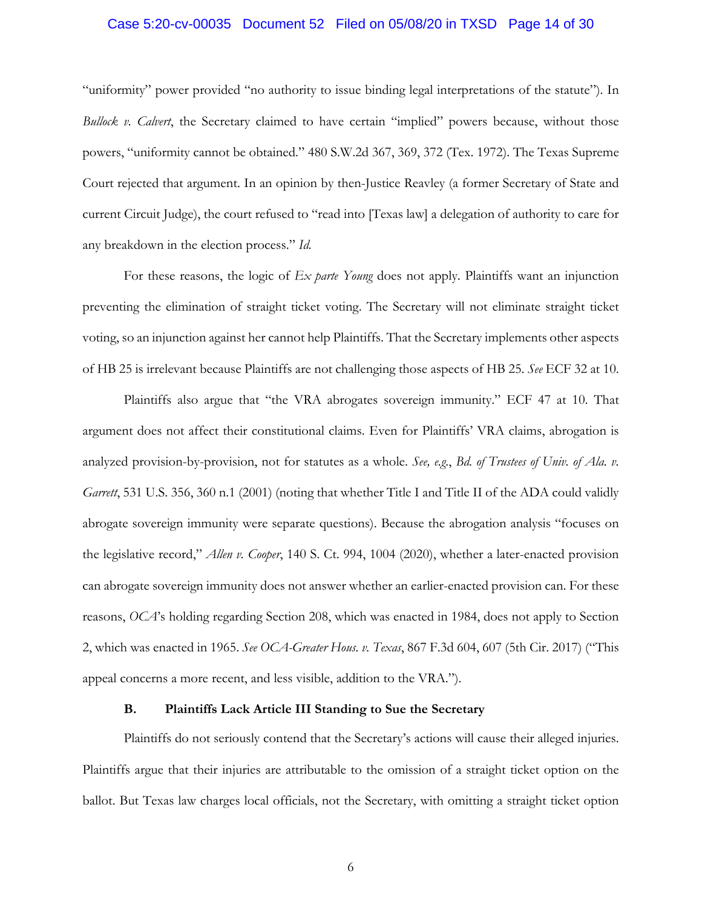"uniformity" power provided "no authority to issue binding legal interpretations of the statute"). In *Bullock v. Calvert*, the Secretary claimed to have certain "implied" powers because, without those powers, "uniformity cannot be obtained." 480 S.W.2d 367, 369, 372 (Tex. 1972). The Texas Supreme Court rejected that argument. In an opinion by then-Justice Reavley (a former Secretary of State and current Circuit Judge), the court refused to "read into [Texas law] a delegation of authority to care for any breakdown in the election process." *Id.*

For these reasons, the logic of *Ex parte Young* does not apply. Plaintiffs want an injunction preventing the elimination of straight ticket voting. The Secretary will not eliminate straight ticket voting, so an injunction against her cannot help Plaintiffs. That the Secretary implements other aspects of HB 25 is irrelevant because Plaintiffs are not challenging those aspects of HB 25. *See* ECF 32 at 10.

Plaintiffs also argue that "the VRA abrogates sovereign immunity." ECF 47 at 10. That argument does not affect their constitutional claims. Even for Plaintiffs' VRA claims, abrogation is analyzed provision-by-provision, not for statutes as a whole. *See, e.g.*, *Bd. of Trustees of Univ. of Ala. v. Garrett*, 531 U.S. 356, 360 n.1 (2001) (noting that whether Title I and Title II of the ADA could validly abrogate sovereign immunity were separate questions). Because the abrogation analysis "focuses on the legislative record," *Allen v. Cooper*, 140 S. Ct. 994, 1004 (2020), whether a later-enacted provision can abrogate sovereign immunity does not answer whether an earlier-enacted provision can. For these reasons, *OCA*'s holding regarding Section 208, which was enacted in 1984, does not apply to Section 2, which was enacted in 1965. *See OCA-Greater Hous. v. Texas*, 867 F.3d 604, 607 (5th Cir. 2017) ("This appeal concerns a more recent, and less visible, addition to the VRA.").

### B. Plaintiffs Lack Article III Standing to Sue the Secretary

Plaintiffs do not seriously contend that the Secretary's actions will cause their alleged injuries. Plaintiffs argue that their injuries are attributable to the omission of a straight ticket option on the ballot. But Texas law charges local officials, not the Secretary, with omitting a straight ticket option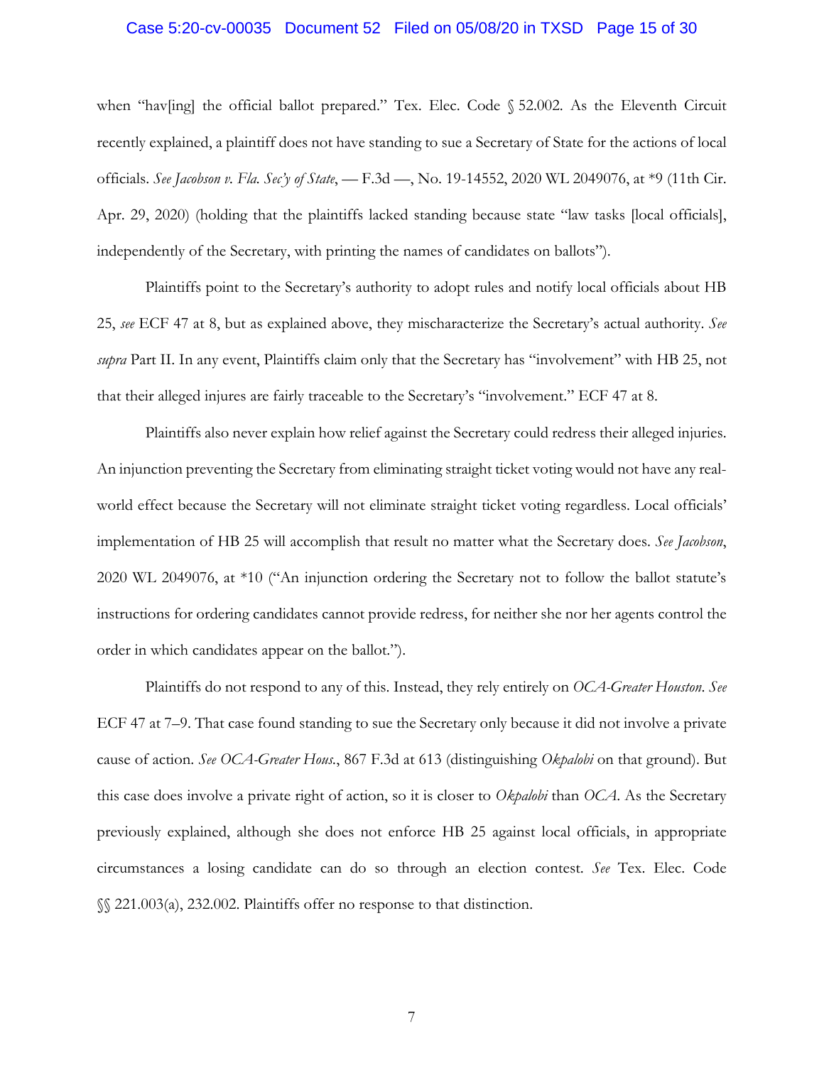when "hav[ing] the official ballot prepared." Tex. Elec. Code § 52.002. As the Eleventh Circuit recently explained, a plaintiff does not have standing to sue a Secretary of State for the actions of local officials. *See Jacobson v. Fla. Sec'y of State*, — F.3d —, No. 19-14552, 2020 WL 2049076, at *9 (11th Cir. Apr. 29, 2020) (holding that the plaintiffs lacked standing because state "law tasks [local officials], independently of the Secretary, with printing the names of candidates on ballots").

Plaintiffs point to the Secretary's authority to adopt rules and notify local officials about HB 25, *see* ECF 47 at 8, but as explained above, they mischaracterize the Secretary's actual authority. *See supra* Part II. In any event, Plaintiffs claim only that the Secretary has "involvement" with HB 25, not that their alleged injures are fairly traceable to the Secretary's "involvement." ECF 47 at 8.

Plaintiffs also never explain how relief against the Secretary could redress their alleged injuries. An injunction preventing the Secretary from eliminating straight ticket voting would not have any real-world effect because the Secretary will not eliminate straight ticket voting regardless. Local officials' implementation of HB 25 will accomplish that result no matter what the Secretary does. *See Jacobson*, 2020 WL 2049076, at *10 ("An injunction ordering the Secretary not to follow the ballot statute's instructions for ordering candidates cannot provide redress, for neither she nor her agents control the order in which candidates appear on the ballot.").

Plaintiffs do not respond to any of this. Instead, they rely entirely on *OCA-Greater Houston*. *See* ECF 47 at 7–9. That case found standing to sue the Secretary only because it did not involve a private cause of action. *See OCA-Greater Hous.*, 867 F.3d at 613 (distinguishing *Okpalobi* on that ground). But this case does involve a private right of action, so it is closer to *Okpalobi* than *OCA*. As the Secretary previously explained, although she does not enforce HB 25 against local officials, in appropriate circumstances a losing candidate can do so through an election contest. *See* Tex. Elec. Code §§ 221.003(a), 232.002. Plaintiffs offer no response to that distinction.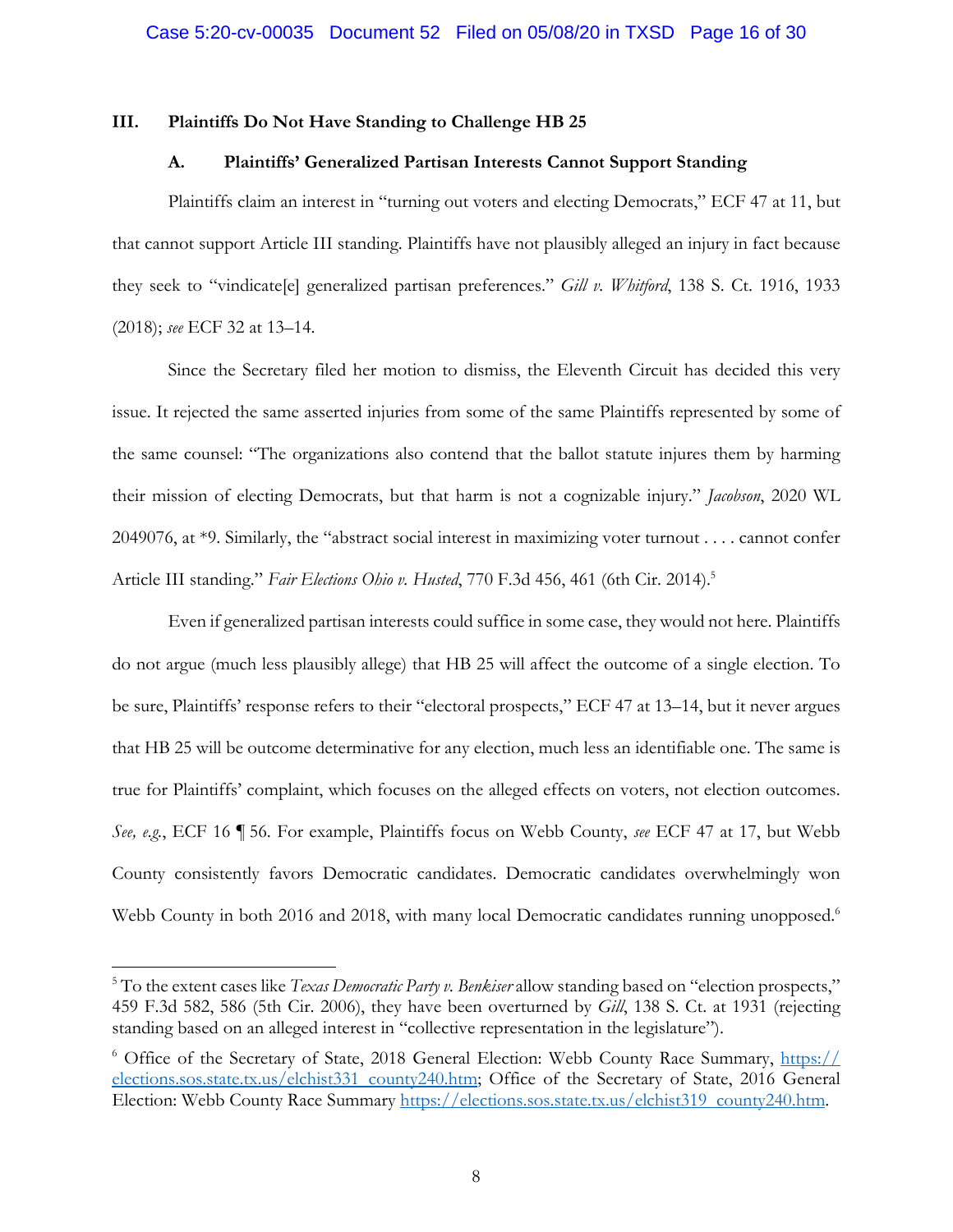## III. Plaintiffs Do Not Have Standing to Challenge HB 25

### A. Plaintiffs' Generalized Partisan Interests Cannot Support Standing

Plaintiffs claim an interest in "turning out voters and electing Democrats," ECF 47 at 11, but that cannot support Article III standing. Plaintiffs have not plausibly alleged an injury in fact because they seek to "vindicate[e] generalized partisan preferences." *Gill v. Whitford*, 138 S. Ct. 1916, 1933 (2018); *see* ECF 32 at 13–14.

Since the Secretary filed her motion to dismiss, the Eleventh Circuit has decided this very issue. It rejected the same asserted injuries from some of the same Plaintiffs represented by some of the same counsel: "The organizations also contend that the ballot statute injures them by harming their mission of electing Democrats, but that harm is not a cognizable injury." *Jacobson*, 2020 WL 2049076, at *9. Similarly, the "abstract social interest in maximizing voter turnout . . . . cannot confer Article III standing." *Fair Elections Ohio v. Husted*, 770 F.3d 456, 461 (6th Cir. 2014).[5]

Even if generalized partisan interests could suffice in some case, they would not here. Plaintiffs do not argue (much less plausibly allege) that HB 25 will affect the outcome of a single election. To be sure, Plaintiffs' response refers to their "electoral prospects," ECF 47 at 13–14, but it never argues that HB 25 will be outcome determinative for any election, much less an identifiable one. The same is true for Plaintiffs' complaint, which focuses on the alleged effects on voters, not election outcomes. *See, e.g.*, ECF 16 ¶ 56. For example, Plaintiffs focus on Webb County, *see* ECF 47 at 17, but Webb County consistently favors Democratic candidates. Democratic candidates overwhelmingly won Webb County in both 2016 and 2018, with many local Democratic candidates running unopposed.[6]

---

[5] To the extent cases like *Texas Democratic Party v. Benkiser* allow standing based on "election prospects," 459 F.3d 582, 586 (5th Cir. 2006), they have been overturned by *Gill*, 138 S. Ct. at 1931 (rejecting standing based on an alleged interest in "collective representation in the legislature").

[6] Office of the Secretary of State, 2018 General Election: Webb County Race Summary, https://elections.sos.state.tx.us/elchist331_county240.htm; Office of the Secretary of State, 2016 General Election: Webb County Race Summary https://elections.sos.state.tx.us/elchist319_county240.htm.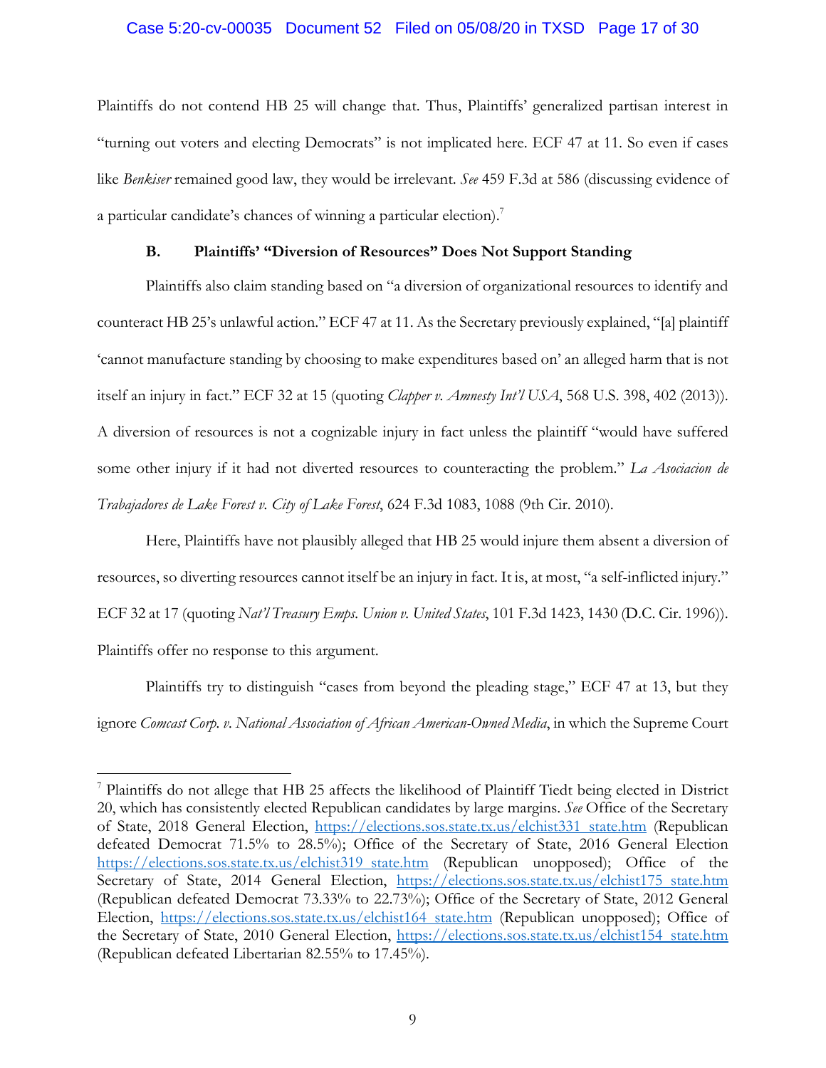Plaintiffs do not contend HB 25 will change that. Thus, Plaintiffs' generalized partisan interest in "turning out voters and electing Democrats" is not implicated here. ECF 47 at 11. So even if cases like *Benkiser* remained good law, they would be irrelevant. *See* 459 F.3d at 586 (discussing evidence of a particular candidate's chances of winning a particular election).[7]

### B. Plaintiffs' "Diversion of Resources" Does Not Support Standing

Plaintiffs also claim standing based on "a diversion of organizational resources to identify and counteract HB 25's unlawful action." ECF 47 at 11. As the Secretary previously explained, "[a] plaintiff 'cannot manufacture standing by choosing to make expenditures based on' an alleged harm that is not itself an injury in fact." ECF 32 at 15 (quoting *Clapper v. Amnesty Int'l USA*, 568 U.S. 398, 402 (2013)). A diversion of resources is not a cognizable injury in fact unless the plaintiff "would have suffered some other injury if it had not diverted resources to counteracting the problem." *La Asociacion de Trabajadores de Lake Forest v. City of Lake Forest*, 624 F.3d 1083, 1088 (9th Cir. 2010).

Here, Plaintiffs have not plausibly alleged that HB 25 would injure them absent a diversion of resources, so diverting resources cannot itself be an injury in fact. It is, at most, "a self-inflicted injury." ECF 32 at 17 (quoting *Nat'l Treasury Emps. Union v. United States*, 101 F.3d 1423, 1430 (D.C. Cir. 1996)). Plaintiffs offer no response to this argument.

Plaintiffs try to distinguish "cases from beyond the pleading stage," ECF 47 at 13, but they ignore *Comcast Corp. v. National Association of African American-Owned Media*, in which the Supreme Court

---

[7] Plaintiffs do not allege that HB 25 affects the likelihood of Plaintiff Tiedt being elected in District 20, which has consistently elected Republican candidates by large margins. *See* Office of the Secretary of State, 2018 General Election, https://elections.sos.state.tx.us/elchist331_state.htm (Republican defeated Democrat 71.5% to 28.5%); Office of the Secretary of State, 2016 General Election https://elections.sos.state.tx.us/elchist319_state.htm (Republican unopposed); Office of the Secretary of State, 2014 General Election, https://elections.sos.state.tx.us/elchist175_state.htm (Republican defeated Democrat 73.33% to 22.73%); Office of the Secretary of State, 2012 General Election, https://elections.sos.state.tx.us/elchist164_state.htm (Republican unopposed); Office of the Secretary of State, 2010 General Election, https://elections.sos.state.tx.us/elchist154_state.htm (Republican defeated Libertarian 82.55% to 17.45%).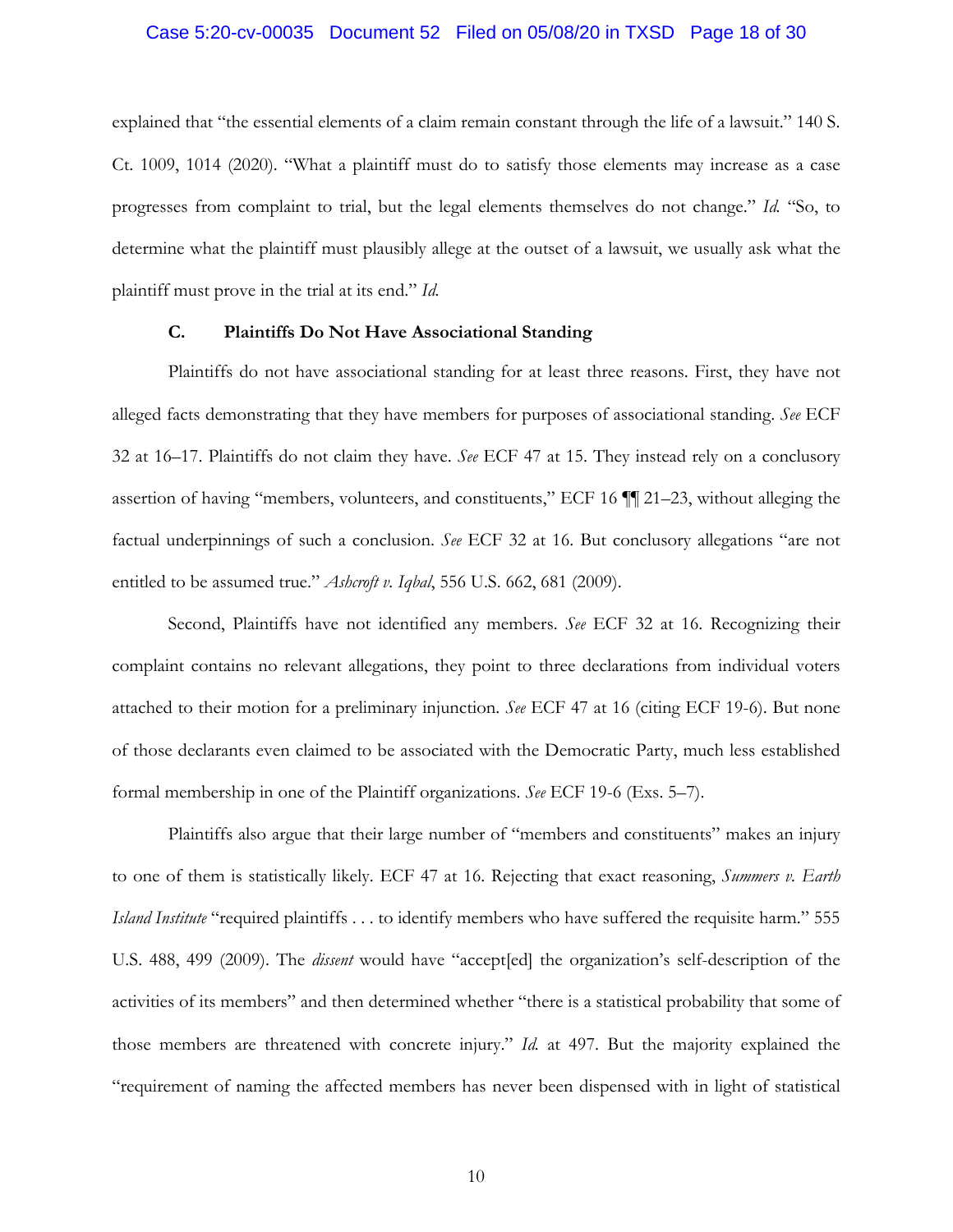explained that "the essential elements of a claim remain constant through the life of a lawsuit." 140 S. Ct. 1009, 1014 (2020). "What a plaintiff must do to satisfy those elements may increase as a case progresses from complaint to trial, but the legal elements themselves do not change." *Id.* "So, to determine what the plaintiff must plausibly allege at the outset of a lawsuit, we usually ask what the plaintiff must prove in the trial at its end." *Id.*

### C. Plaintiffs Do Not Have Associational Standing

Plaintiffs do not have associational standing for at least three reasons. First, they have not alleged facts demonstrating that they have members for purposes of associational standing. *See* ECF 32 at 16–17. Plaintiffs do not claim they have. *See* ECF 47 at 15. They instead rely on a conclusory assertion of having "members, volunteers, and constituents," ECF 16 ¶¶ 21–23, without alleging the factual underpinnings of such a conclusion. *See* ECF 32 at 16. But conclusory allegations "are not entitled to be assumed true." *Ashcroft v. Iqbal*, 556 U.S. 662, 681 (2009).

Second, Plaintiffs have not identified any members. *See* ECF 32 at 16. Recognizing their complaint contains no relevant allegations, they point to three declarations from individual voters attached to their motion for a preliminary injunction. *See* ECF 47 at 16 (citing ECF 19-6). But none of those declarants even claimed to be associated with the Democratic Party, much less established formal membership in one of the Plaintiff organizations. *See* ECF 19-6 (Exs. 5–7).

Plaintiffs also argue that their large number of "members and constituents" makes an injury to one of them is statistically likely. ECF 47 at 16. Rejecting that exact reasoning, *Summers v. Earth Island Institute* "required plaintiffs . . . to identify members who have suffered the requisite harm." 555 U.S. 488, 499 (2009). The *dissent* would have "accept[ed] the organization's self-description of the activities of its members" and then determined whether "there is a statistical probability that some of those members are threatened with concrete injury." *Id.* at 497. But the majority explained the "requirement of naming the affected members has never been dispensed with in light of statistical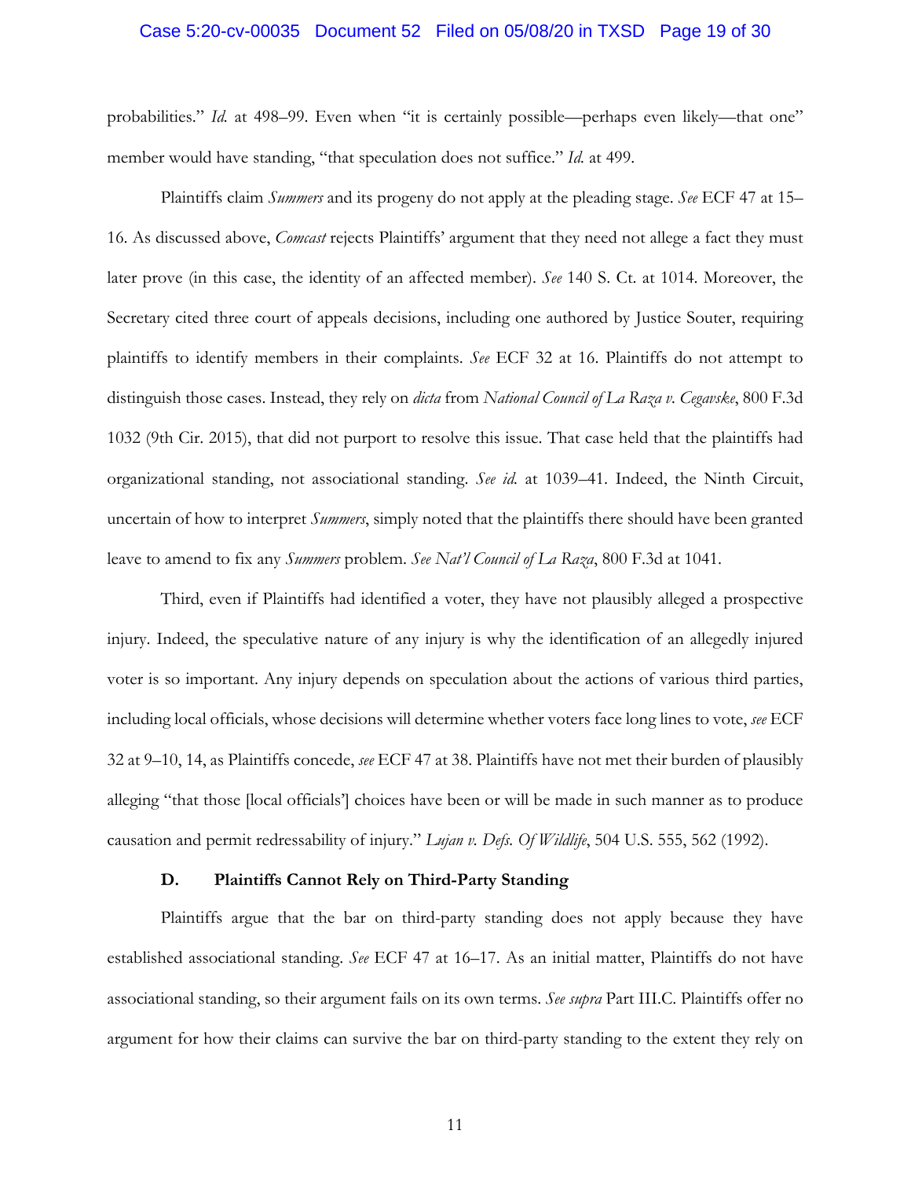probabilities." *Id.* at 498–99. Even when "it is certainly possible—perhaps even likely—that one" member would have standing, "that speculation does not suffice." *Id.* at 499.

Plaintiffs claim *Summers* and its progeny do not apply at the pleading stage. *See* ECF 47 at 15–16. As discussed above, *Comcast* rejects Plaintiffs' argument that they need not allege a fact they must later prove (in this case, the identity of an affected member). *See* 140 S. Ct. at 1014. Moreover, the Secretary cited three court of appeals decisions, including one authored by Justice Souter, requiring plaintiffs to identify members in their complaints. *See* ECF 32 at 16. Plaintiffs do not attempt to distinguish those cases. Instead, they rely on *dicta* from *National Council of La Raza v. Cegavske*, 800 F.3d 1032 (9th Cir. 2015), that did not purport to resolve this issue. That case held that the plaintiffs had organizational standing, not associational standing. *See id.* at 1039–41. Indeed, the Ninth Circuit, uncertain of how to interpret *Summers*, simply noted that the plaintiffs there should have been granted leave to amend to fix any *Summers* problem. *See Nat'l Council of La Raza*, 800 F.3d at 1041.

Third, even if Plaintiffs had identified a voter, they have not plausibly alleged a prospective injury. Indeed, the speculative nature of any injury is why the identification of an allegedly injured voter is so important. Any injury depends on speculation about the actions of various third parties, including local officials, whose decisions will determine whether voters face long lines to vote, *see* ECF 32 at 9–10, 14, as Plaintiffs concede, *see* ECF 47 at 38. Plaintiffs have not met their burden of plausibly alleging "that those [local officials'] choices have been or will be made in such manner as to produce causation and permit redressability of injury." *Lujan v. Defs. Of Wildlife*, 504 U.S. 555, 562 (1992).

### D. Plaintiffs Cannot Rely on Third-Party Standing

Plaintiffs argue that the bar on third-party standing does not apply because they have established associational standing. *See* ECF 47 at 16–17. As an initial matter, Plaintiffs do not have associational standing, so their argument fails on its own terms. *See supra* Part III.C. Plaintiffs offer no argument for how their claims can survive the bar on third-party standing to the extent they rely on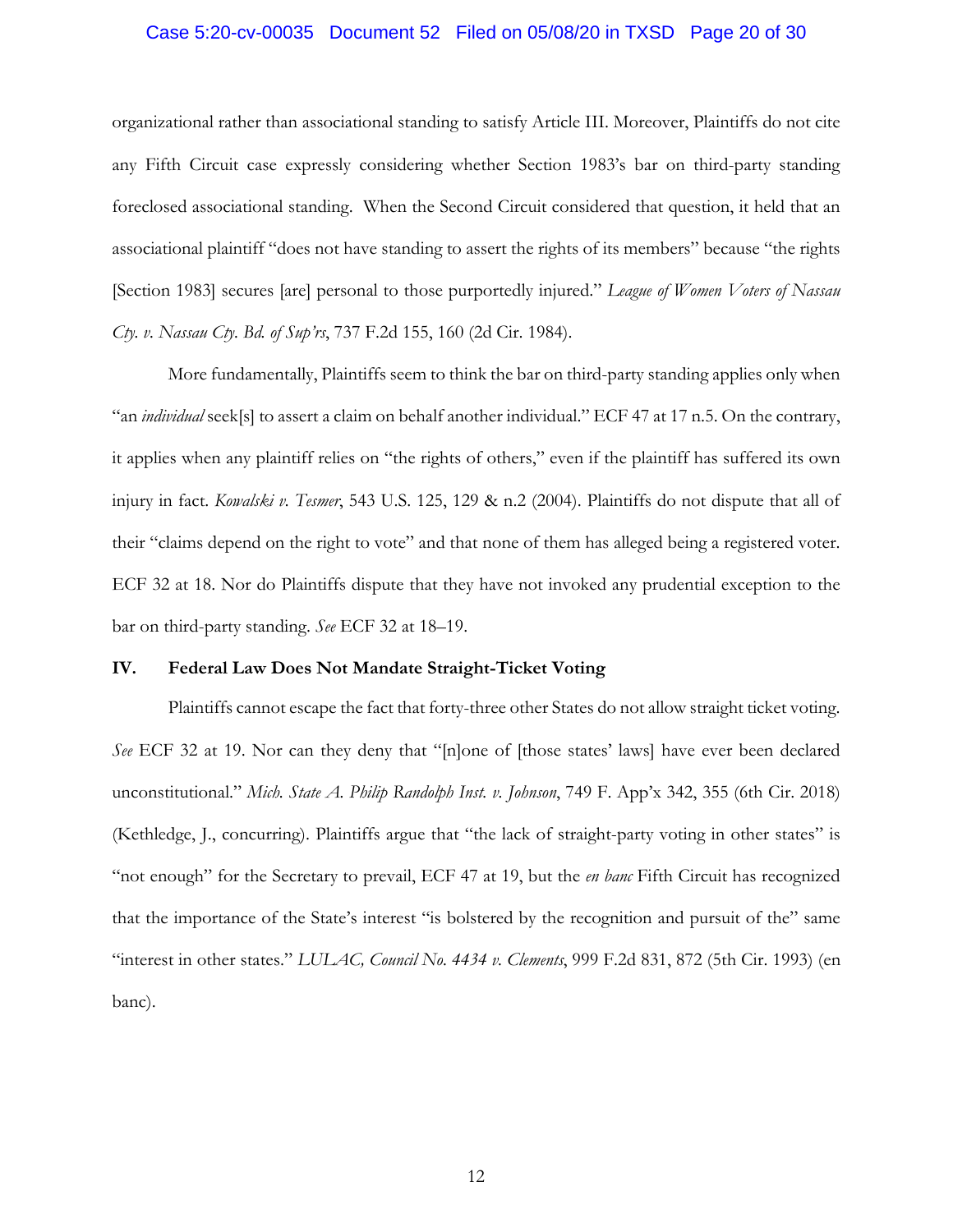organizational rather than associational standing to satisfy Article III. Moreover, Plaintiffs do not cite any Fifth Circuit case expressly considering whether Section 1983's bar on third-party standing foreclosed associational standing. When the Second Circuit considered that question, it held that an associational plaintiff "does not have standing to assert the rights of its members" because "the rights [Section 1983] secures [are] personal to those purportedly injured." *League of Women Voters of Nassau Cty. v. Nassau Cty. Bd. of Sup'rs*, 737 F.2d 155, 160 (2d Cir. 1984).

More fundamentally, Plaintiffs seem to think the bar on third-party standing applies only when "an *individual* seek[s] to assert a claim on behalf another individual." ECF 47 at 17 n.5. On the contrary, it applies when any plaintiff relies on "the rights of others," even if the plaintiff has suffered its own injury in fact. *Kowalski v. Tesmer*, 543 U.S. 125, 129 & n.2 (2004). Plaintiffs do not dispute that all of their "claims depend on the right to vote" and that none of them has alleged being a registered voter. ECF 32 at 18. Nor do Plaintiffs dispute that they have not invoked any prudential exception to the bar on third-party standing. *See* ECF 32 at 18–19.

## IV. Federal Law Does Not Mandate Straight-Ticket Voting

Plaintiffs cannot escape the fact that forty-three other States do not allow straight ticket voting. *See* ECF 32 at 19. Nor can they deny that "[n]one of [those states' laws] have ever been declared unconstitutional." *Mich. State A. Philip Randolph Inst. v. Johnson*, 749 F. App'x 342, 355 (6th Cir. 2018) (Kethledge, J., concurring). Plaintiffs argue that "the lack of straight-party voting in other states" is "not enough" for the Secretary to prevail, ECF 47 at 19, but the *en banc* Fifth Circuit has recognized that the importance of the State's interest "is bolstered by the recognition and pursuit of the" same "interest in other states." *LULAC, Council No. 4434 v. Clements*, 999 F.2d 831, 872 (5th Cir. 1993) (en banc).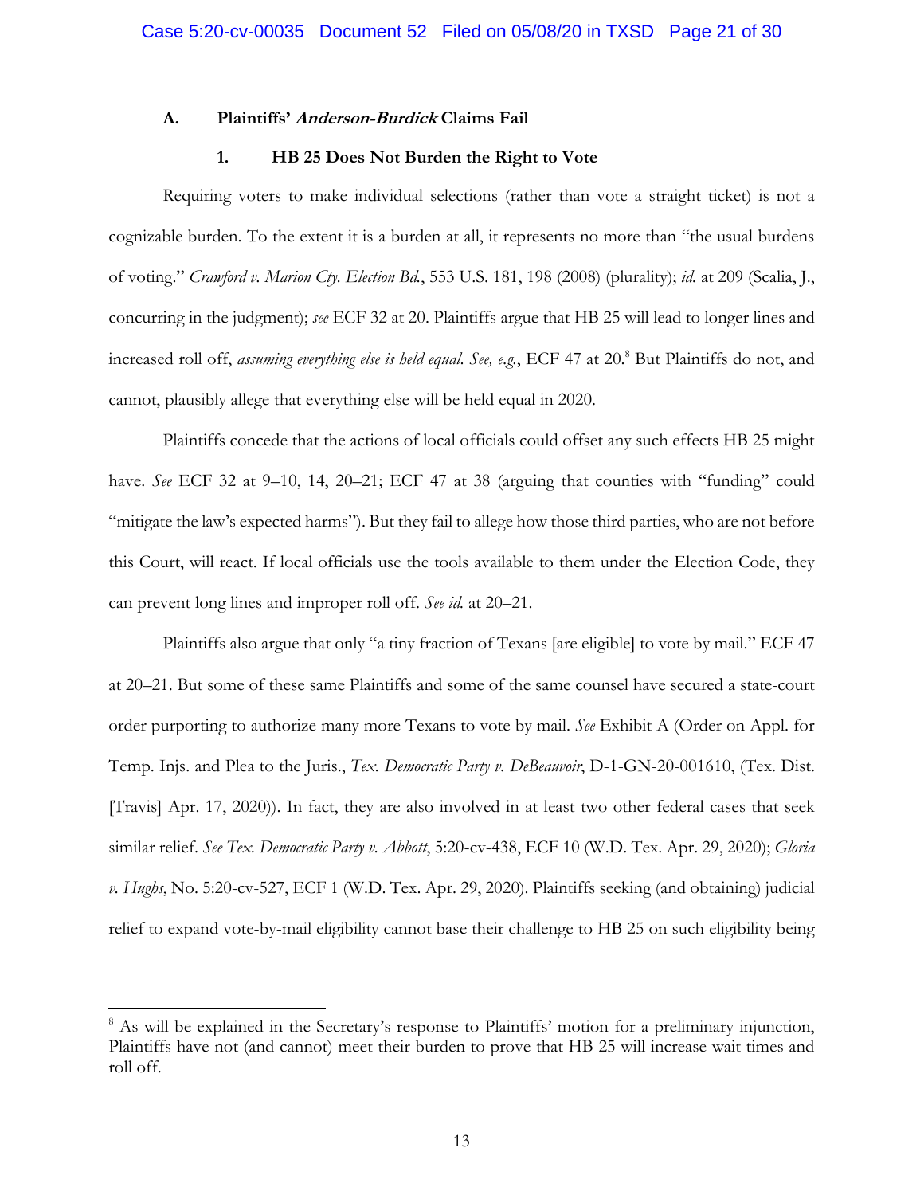### A. Plaintiffs' *Anderson-Burdick* Claims Fail

#### 1. HB 25 Does Not Burden the Right to Vote

Requiring voters to make individual selections (rather than vote a straight ticket) is not a cognizable burden. To the extent it is a burden at all, it represents no more than "the usual burdens of voting." *Crawford v. Marion Cty. Election Bd.*, 553 U.S. 181, 198 (2008) (plurality); *id.* at 209 (Scalia, J., concurring in the judgment); *see* ECF 32 at 20. Plaintiffs argue that HB 25 will lead to longer lines and increased roll off, *assuming everything else is held equal. See, e.g.*, ECF 47 at 20.[8] But Plaintiffs do not, and cannot, plausibly allege that everything else will be held equal in 2020.

Plaintiffs concede that the actions of local officials could offset any such effects HB 25 might have. *See* ECF 32 at 9–10, 14, 20–21; ECF 47 at 38 (arguing that counties with "funding" could "mitigate the law's expected harms"). But they fail to allege how those third parties, who are not before this Court, will react. If local officials use the tools available to them under the Election Code, they can prevent long lines and improper roll off. *See id.* at 20–21.

Plaintiffs also argue that only "a tiny fraction of Texans [are eligible] to vote by mail." ECF 47 at 20–21. But some of these same Plaintiffs and some of the same counsel have secured a state-court order purporting to authorize many more Texans to vote by mail. *See* Exhibit A (Order on Appl. for Temp. Injs. and Plea to the Juris., *Tex. Democratic Party v. DeBeauvoir*, D-1-GN-20-001610, (Tex. Dist. [Travis] Apr. 17, 2020)). In fact, they are also involved in at least two other federal cases that seek similar relief. *See Tex. Democratic Party v. Abbott*, 5:20-cv-438, ECF 10 (W.D. Tex. Apr. 29, 2020); *Gloria v. Hughs*, No. 5:20-cv-527, ECF 1 (W.D. Tex. Apr. 29, 2020). Plaintiffs seeking (and obtaining) judicial relief to expand vote-by-mail eligibility cannot base their challenge to HB 25 on such eligibility being

---

[8] As will be explained in the Secretary's response to Plaintiffs' motion for a preliminary injunction, Plaintiffs have not (and cannot) meet their burden to prove that HB 25 will increase wait times and roll off.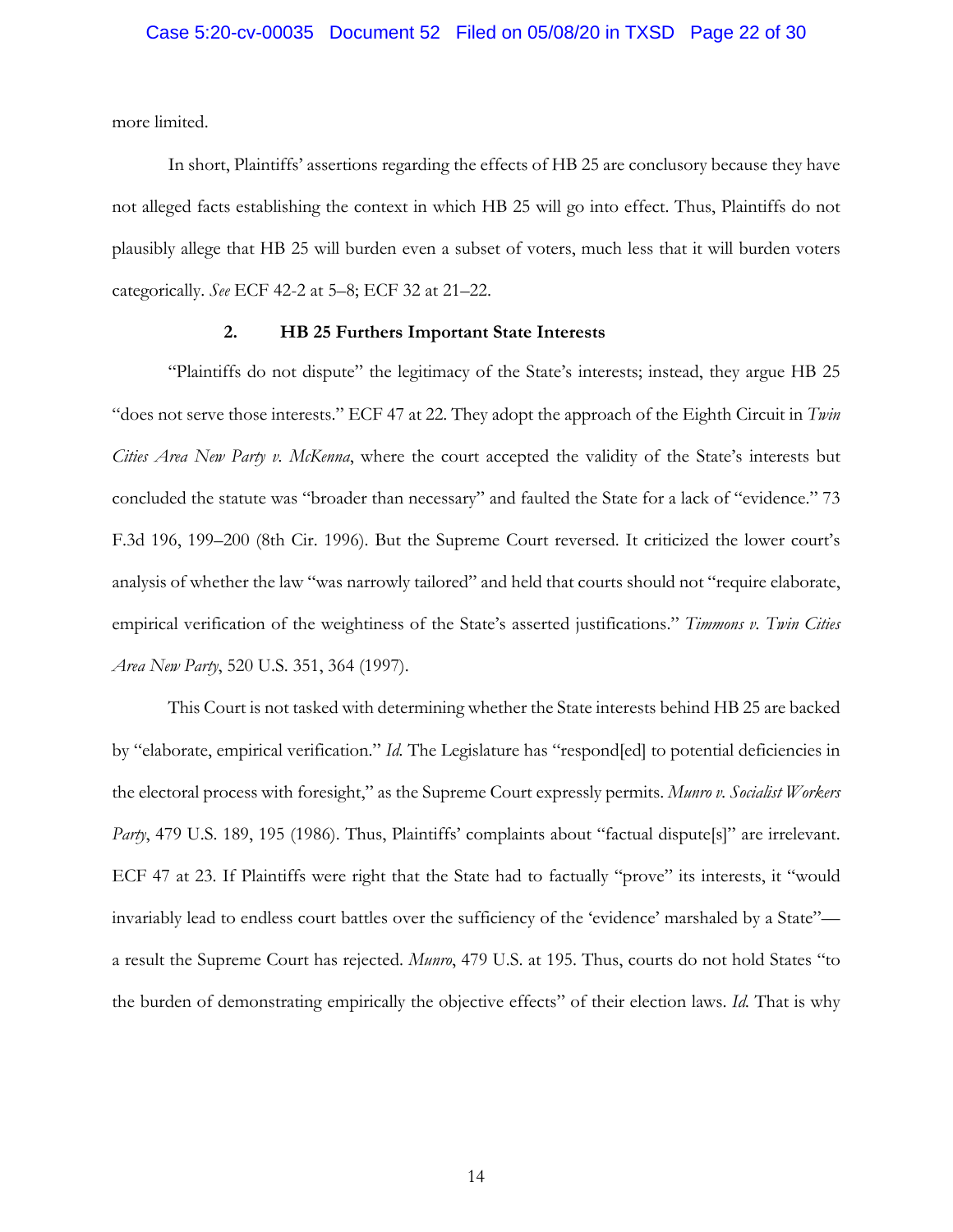more limited.

In short, Plaintiffs' assertions regarding the effects of HB 25 are conclusory because they have not alleged facts establishing the context in which HB 25 will go into effect. Thus, Plaintiffs do not plausibly allege that HB 25 will burden even a subset of voters, much less that it will burden voters categorically. *See* ECF 42-2 at 5–8; ECF 32 at 21–22.

### 2. HB 25 Furthers Important State Interests

"Plaintiffs do not dispute" the legitimacy of the State's interests; instead, they argue HB 25 "does not serve those interests." ECF 47 at 22. They adopt the approach of the Eighth Circuit in *Twin Cities Area New Party v. McKenna*, where the court accepted the validity of the State's interests but concluded the statute was "broader than necessary" and faulted the State for a lack of "evidence." 73 F.3d 196, 199–200 (8th Cir. 1996). But the Supreme Court reversed. It criticized the lower court's analysis of whether the law "was narrowly tailored" and held that courts should not "require elaborate, empirical verification of the weightiness of the State's asserted justifications." *Timmons v. Twin Cities Area New Party*, 520 U.S. 351, 364 (1997).

This Court is not tasked with determining whether the State interests behind HB 25 are backed by "elaborate, empirical verification." *Id.* The Legislature has "respond[ed] to potential deficiencies in the electoral process with foresight," as the Supreme Court expressly permits. *Munro v. Socialist Workers Party*, 479 U.S. 189, 195 (1986). Thus, Plaintiffs' complaints about "factual dispute[s]" are irrelevant. ECF 47 at 23. If Plaintiffs were right that the State had to factually "prove" its interests, it "would invariably lead to endless court battles over the sufficiency of the 'evidence' marshaled by a State"—a result the Supreme Court has rejected. *Munro*, 479 U.S. at 195. Thus, courts do not hold States "to the burden of demonstrating empirically the objective effects" of their election laws. *Id.* That is why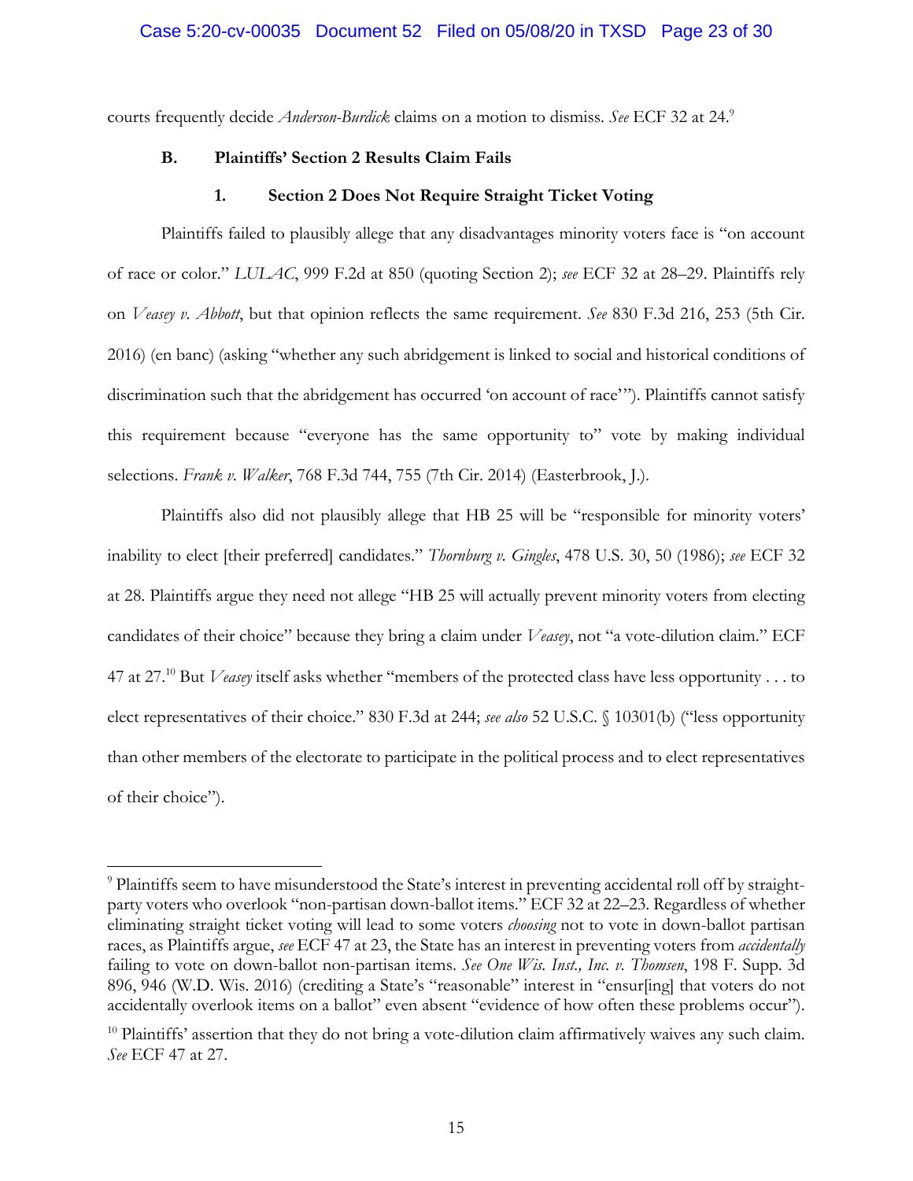courts frequently decide *Anderson-Burdick* claims on a motion to dismiss. *See* ECF 32 at 24.[9]

### B. Plaintiffs' Section 2 Results Claim Fails

#### 1. Section 2 Does Not Require Straight Ticket Voting

Plaintiffs failed to plausibly allege that any disadvantages minority voters face is "on account of race or color." *LULAC*, 999 F.2d at 850 (quoting Section 2); *see* ECF 32 at 28–29. Plaintiffs rely on *Veasey v. Abbott*, but that opinion reflects the same requirement. *See* 830 F.3d 216, 253 (5th Cir. 2016) (en banc) (asking "whether any such abridgement is linked to social and historical conditions of discrimination such that the abridgement has occurred 'on account of race'"). Plaintiffs cannot satisfy this requirement because "everyone has the same opportunity to" vote by making individual selections. *Frank v. Walker*, 768 F.3d 744, 755 (7th Cir. 2014) (Easterbrook, J.).

Plaintiffs also did not plausibly allege that HB 25 will be "responsible for minority voters' inability to elect [their preferred] candidates." *Thornburg v. Gingles*, 478 U.S. 30, 50 (1986); *see* ECF 32 at 28. Plaintiffs argue they need not allege "HB 25 will actually prevent minority voters from electing candidates of their choice" because they bring a claim under *Veasey*, not "a vote-dilution claim." ECF 47 at 27.[10] But *Veasey* itself asks whether "members of the protected class have less opportunity . . . to elect representatives of their choice." 830 F.3d at 244; *see also* 52 U.S.C. § 10301(b) ("less opportunity than other members of the electorate to participate in the political process and to elect representatives of their choice").

---

[9] Plaintiffs seem to have misunderstood the State's interest in preventing accidental roll off by straight-party voters who overlook "non-partisan down-ballot items." ECF 32 at 22–23. Regardless of whether eliminating straight ticket voting will lead to some voters *choosing* not to vote in down-ballot partisan races, as Plaintiffs argue, *see* ECF 47 at 23, the State has an interest in preventing voters from *accidentally* failing to vote on down-ballot non-partisan items. *See One Wis. Inst., Inc. v. Thomsen*, 198 F. Supp. 3d 896, 946 (W.D. Wis. 2016) (crediting a State's "reasonable" interest in "ensur[ing] that voters do not accidentally overlook items on a ballot" even absent "evidence of how often these problems occur").

[10] Plaintiffs' assertion that they do not bring a vote-dilution claim affirmatively waives any such claim. *See* ECF 47 at 27.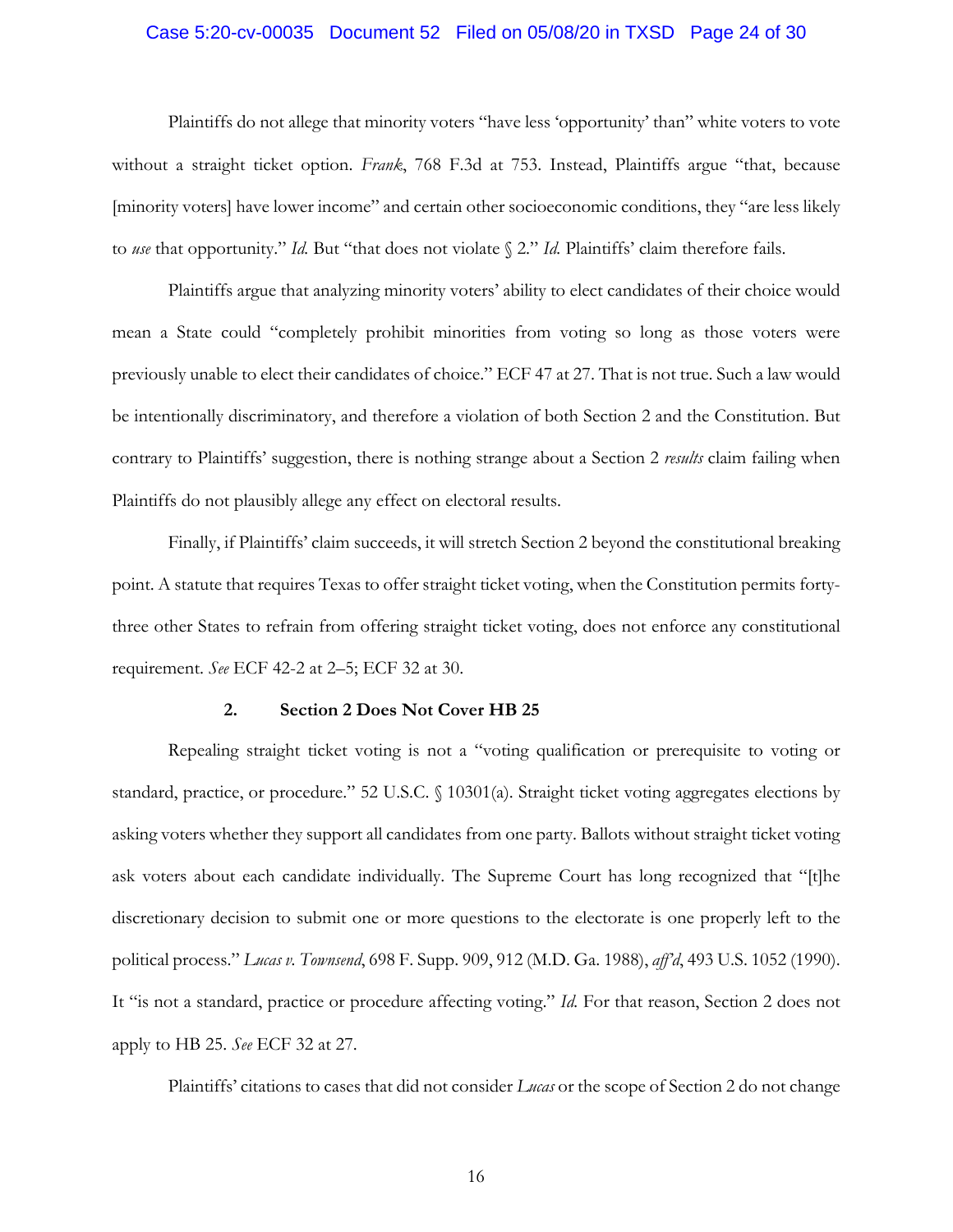Plaintiffs do not allege that minority voters "have less 'opportunity' than" white voters to vote without a straight ticket option. *Frank*, 768 F.3d at 753. Instead, Plaintiffs argue "that, because [minority voters] have lower income" and certain other socioeconomic conditions, they "are less likely to *use* that opportunity." *Id.* But "that does not violate § 2." *Id.* Plaintiffs' claim therefore fails.

Plaintiffs argue that analyzing minority voters' ability to elect candidates of their choice would mean a State could "completely prohibit minorities from voting so long as those voters were previously unable to elect their candidates of choice." ECF 47 at 27. That is not true. Such a law would be intentionally discriminatory, and therefore a violation of both Section 2 and the Constitution. But contrary to Plaintiffs' suggestion, there is nothing strange about a Section 2 *results* claim failing when Plaintiffs do not plausibly allege any effect on electoral results.

Finally, if Plaintiffs' claim succeeds, it will stretch Section 2 beyond the constitutional breaking point. A statute that requires Texas to offer straight ticket voting, when the Constitution permits forty-three other States to refrain from offering straight ticket voting, does not enforce any constitutional requirement. *See* ECF 42-2 at 2–5; ECF 32 at 30.

### 2. Section 2 Does Not Cover HB 25

Repealing straight ticket voting is not a "voting qualification or prerequisite to voting or standard, practice, or procedure." 52 U.S.C. § 10301(a). Straight ticket voting aggregates elections by asking voters whether they support all candidates from one party. Ballots without straight ticket voting ask voters about each candidate individually. The Supreme Court has long recognized that "[t]he discretionary decision to submit one or more questions to the electorate is one properly left to the political process." *Lucas v. Townsend*, 698 F. Supp. 909, 912 (M.D. Ga. 1988), *aff'd*, 493 U.S. 1052 (1990). It "is not a standard, practice or procedure affecting voting." *Id.* For that reason, Section 2 does not apply to HB 25. *See* ECF 32 at 27.

Plaintiffs' citations to cases that did not consider *Lucas* or the scope of Section 2 do not change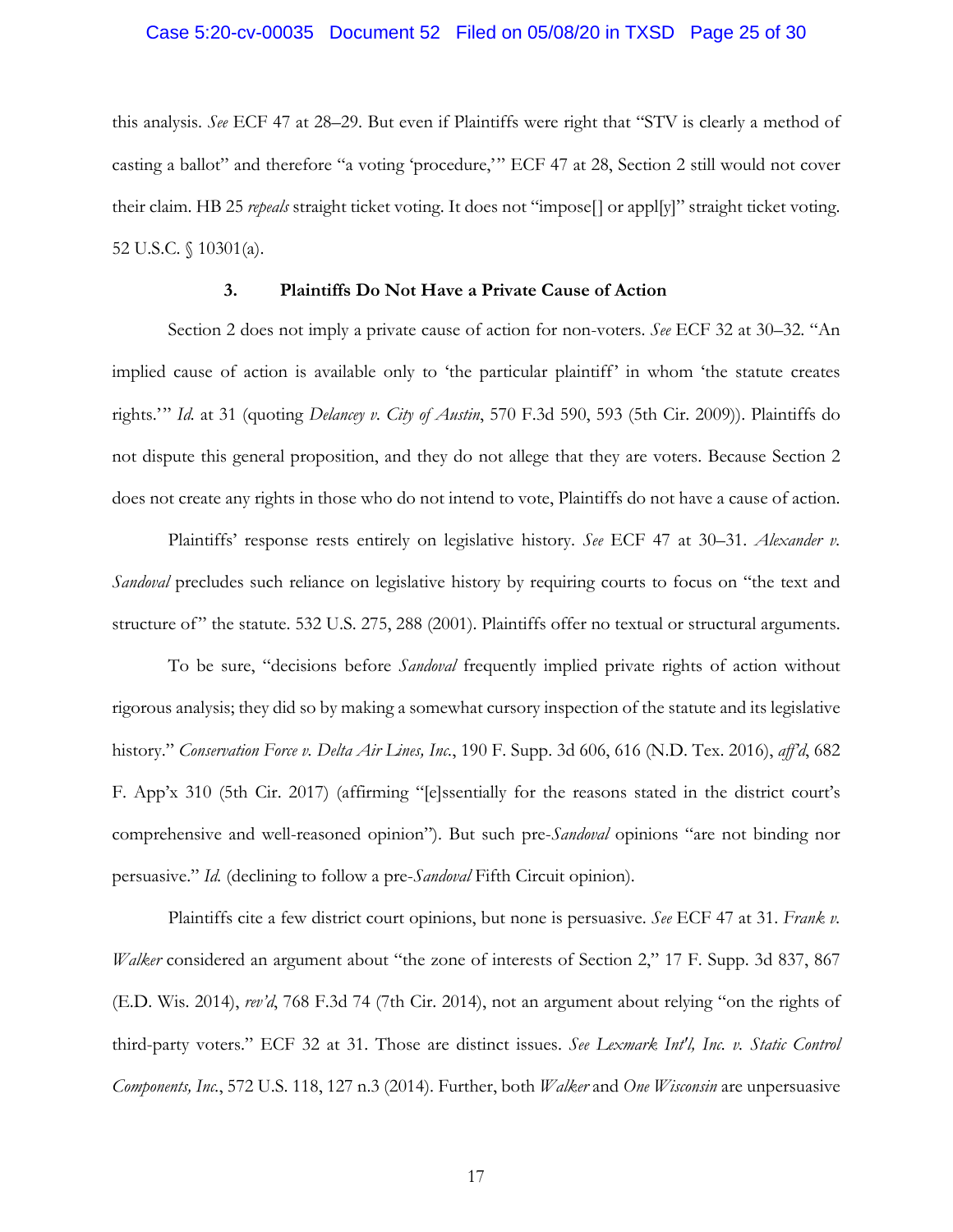this analysis. *See* ECF 47 at 28–29. But even if Plaintiffs were right that "STV is clearly a method of casting a ballot" and therefore "a voting 'procedure,'" ECF 47 at 28, Section 2 still would not cover their claim. HB 25 *repeals* straight ticket voting. It does not "impose[] or appl[y]" straight ticket voting. 52 U.S.C. § 10301(a).

### 3. Plaintiffs Do Not Have a Private Cause of Action

Section 2 does not imply a private cause of action for non-voters. *See* ECF 32 at 30–32. "An implied cause of action is available only to 'the particular plaintiff' in whom 'the statute creates rights.'" *Id.* at 31 (quoting *Delancey v. City of Austin*, 570 F.3d 590, 593 (5th Cir. 2009)). Plaintiffs do not dispute this general proposition, and they do not allege that they are voters. Because Section 2 does not create any rights in those who do not intend to vote, Plaintiffs do not have a cause of action.

Plaintiffs' response rests entirely on legislative history. *See* ECF 47 at 30–31. *Alexander v. Sandoval* precludes such reliance on legislative history by requiring courts to focus on "the text and structure of" the statute. 532 U.S. 275, 288 (2001). Plaintiffs offer no textual or structural arguments.

To be sure, "decisions before *Sandoval* frequently implied private rights of action without rigorous analysis; they did so by making a somewhat cursory inspection of the statute and its legislative history." *Conservation Force v. Delta Air Lines, Inc.*, 190 F. Supp. 3d 606, 616 (N.D. Tex. 2016), *aff'd*, 682 F. App'x 310 (5th Cir. 2017) (affirming "[e]ssentially for the reasons stated in the district court's comprehensive and well-reasoned opinion"). But such pre-*Sandoval* opinions "are not binding nor persuasive." *Id.* (declining to follow a pre-*Sandoval* Fifth Circuit opinion).

Plaintiffs cite a few district court opinions, but none is persuasive. *See* ECF 47 at 31. *Frank v. Walker* considered an argument about "the zone of interests of Section 2," 17 F. Supp. 3d 837, 867 (E.D. Wis. 2014), *rev'd*, 768 F.3d 74 (7th Cir. 2014), not an argument about relying "on the rights of third-party voters." ECF 32 at 31. Those are distinct issues. *See Lexmark Int'l, Inc. v. Static Control Components, Inc.*, 572 U.S. 118, 127 n.3 (2014). Further, both *Walker* and *One Wisconsin* are unpersuasive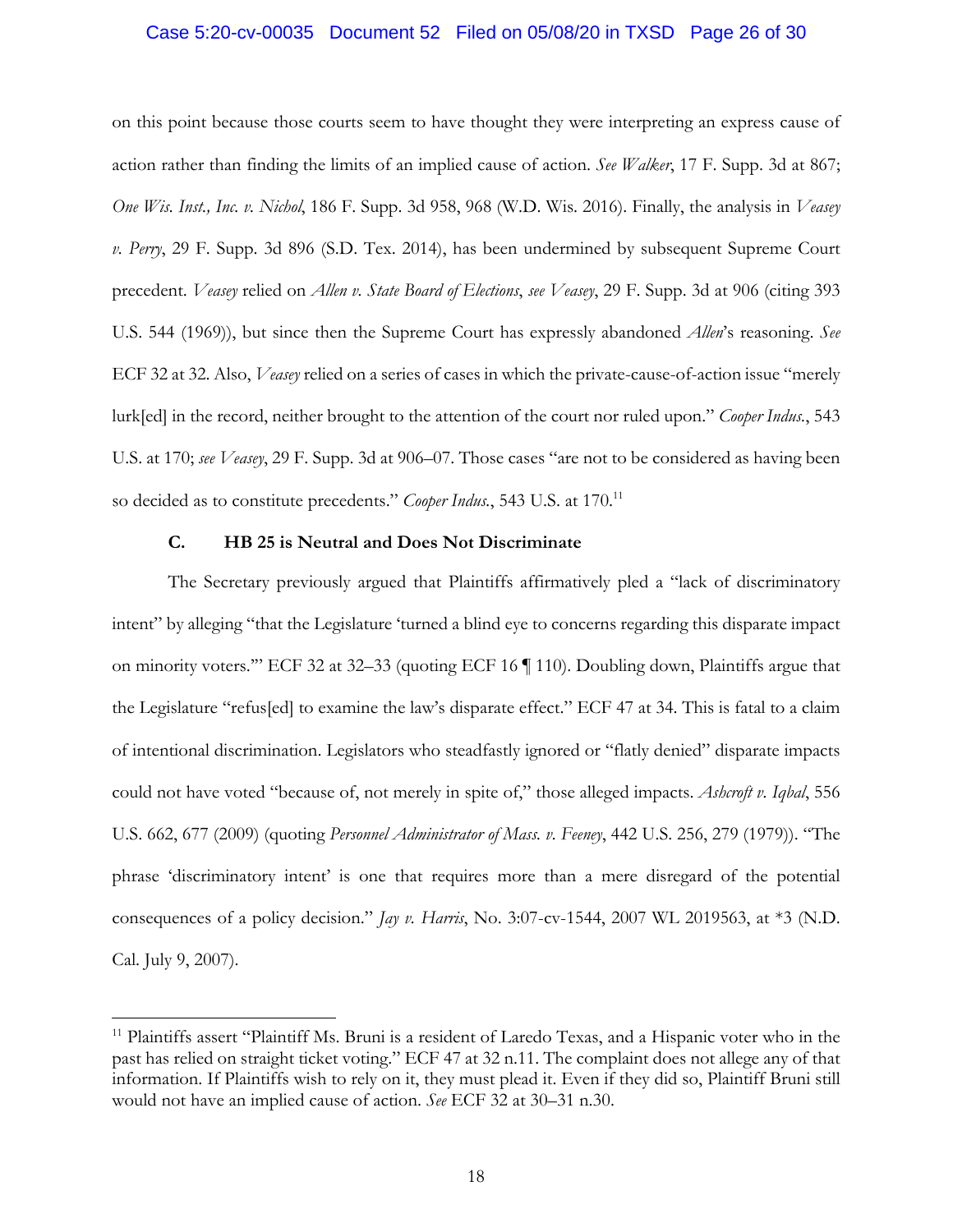on this point because those courts seem to have thought they were interpreting an express cause of action rather than finding the limits of an implied cause of action. *See Walker*, 17 F. Supp. 3d at 867; *One Wis. Inst., Inc. v. Nichol*, 186 F. Supp. 3d 958, 968 (W.D. Wis. 2016). Finally, the analysis in *Veasey v. Perry*, 29 F. Supp. 3d 896 (S.D. Tex. 2014), has been undermined by subsequent Supreme Court precedent. *Veasey* relied on *Allen v. State Board of Elections*, *see Veasey*, 29 F. Supp. 3d at 906 (citing 393 U.S. 544 (1969)), but since then the Supreme Court has expressly abandoned *Allen*'s reasoning. *See* ECF 32 at 32. Also, *Veasey* relied on a series of cases in which the private-cause-of-action issue "merely lurk[ed] in the record, neither brought to the attention of the court nor ruled upon." *Cooper Indus.*, 543 U.S. at 170; *see Veasey*, 29 F. Supp. 3d at 906–07. Those cases "are not to be considered as having been so decided as to constitute precedents." *Cooper Indus.*, 543 U.S. at 170.[11]

### C. HB 25 is Neutral and Does Not Discriminate

The Secretary previously argued that Plaintiffs affirmatively pled a "lack of discriminatory intent" by alleging "that the Legislature 'turned a blind eye to concerns regarding this disparate impact on minority voters.'" ECF 32 at 32–33 (quoting ECF 16 ¶ 110). Doubling down, Plaintiffs argue that the Legislature "refus[ed] to examine the law's disparate effect." ECF 47 at 34. This is fatal to a claim of intentional discrimination. Legislators who steadfastly ignored or "flatly denied" disparate impacts could not have voted "because of, not merely in spite of," those alleged impacts. *Ashcroft v. Iqbal*, 556 U.S. 662, 677 (2009) (quoting *Personnel Administrator of Mass. v. Feeney*, 442 U.S. 256, 279 (1979)). "The phrase 'discriminatory intent' is one that requires more than a mere disregard of the potential consequences of a policy decision." *Jay v. Harris*, No. 3:07-cv-1544, 2007 WL 2019563, at *3 (N.D. Cal. July 9, 2007).

---

[11] Plaintiffs assert "Plaintiff Ms. Bruni is a resident of Laredo Texas, and a Hispanic voter who in the past has relied on straight ticket voting." ECF 47 at 32 n.11. The complaint does not allege any of that information. If Plaintiffs wish to rely on it, they must plead it. Even if they did so, Plaintiff Bruni still would not have an implied cause of action. *See* ECF 32 at 30–31 n.30.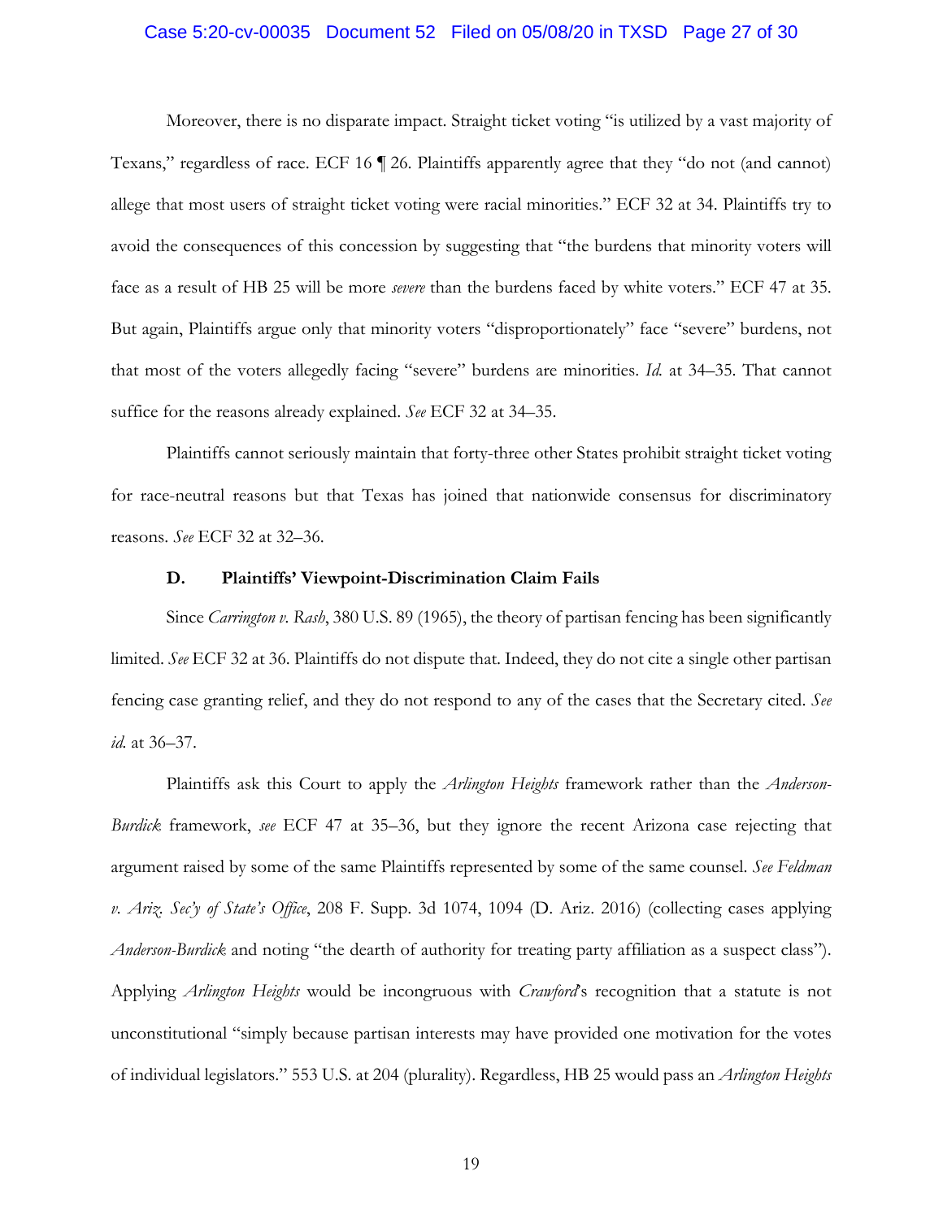Moreover, there is no disparate impact. Straight ticket voting "is utilized by a vast majority of Texans," regardless of race. ECF 16 ¶ 26. Plaintiffs apparently agree that they "do not (and cannot) allege that most users of straight ticket voting were racial minorities." ECF 32 at 34. Plaintiffs try to avoid the consequences of this concession by suggesting that "the burdens that minority voters will face as a result of HB 25 will be more *severe* than the burdens faced by white voters." ECF 47 at 35. But again, Plaintiffs argue only that minority voters "disproportionately" face "severe" burdens, not that most of the voters allegedly facing "severe" burdens are minorities. *Id.* at 34–35. That cannot suffice for the reasons already explained. *See* ECF 32 at 34–35.

Plaintiffs cannot seriously maintain that forty-three other States prohibit straight ticket voting for race-neutral reasons but that Texas has joined that nationwide consensus for discriminatory reasons. *See* ECF 32 at 32–36.

### D. Plaintiffs' Viewpoint-Discrimination Claim Fails

Since *Carrington v. Rash*, 380 U.S. 89 (1965), the theory of partisan fencing has been significantly limited. *See* ECF 32 at 36. Plaintiffs do not dispute that. Indeed, they do not cite a single other partisan fencing case granting relief, and they do not respond to any of the cases that the Secretary cited. *See id.* at 36–37.

Plaintiffs ask this Court to apply the *Arlington Heights* framework rather than the *Anderson-Burdick* framework, *see* ECF 47 at 35–36, but they ignore the recent Arizona case rejecting that argument raised by some of the same Plaintiffs represented by some of the same counsel. *See Feldman v. Ariz. Sec'y of State's Office*, 208 F. Supp. 3d 1074, 1094 (D. Ariz. 2016) (collecting cases applying *Anderson-Burdick* and noting "the dearth of authority for treating party affiliation as a suspect class"). Applying *Arlington Heights* would be incongruous with *Crawford*'s recognition that a statute is not unconstitutional "simply because partisan interests may have provided one motivation for the votes of individual legislators." 553 U.S. at 204 (plurality). Regardless, HB 25 would pass an *Arlington Heights*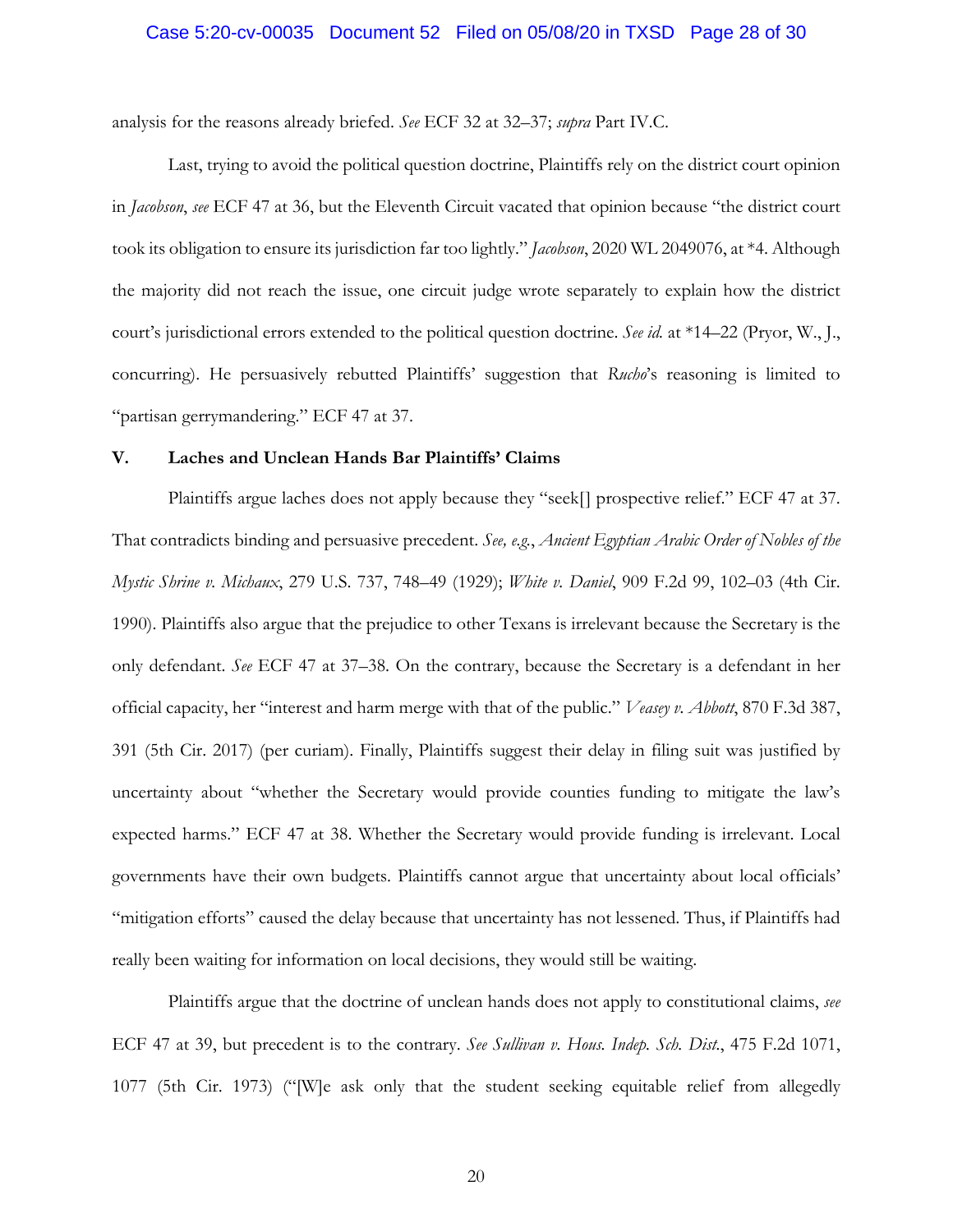analysis for the reasons already briefed. *See* ECF 32 at 32–37; *supra* Part IV.C.

Last, trying to avoid the political question doctrine, Plaintiffs rely on the district court opinion in *Jacobson*, *see* ECF 47 at 36, but the Eleventh Circuit vacated that opinion because "the district court took its obligation to ensure its jurisdiction far too lightly." *Jacobson*, 2020 WL 2049076, at *4. Although the majority did not reach the issue, one circuit judge wrote separately to explain how the district court's jurisdictional errors extended to the political question doctrine. *See id.* at *14–22 (Pryor, W., J., concurring). He persuasively rebutted Plaintiffs' suggestion that *Rucho*'s reasoning is limited to "partisan gerrymandering." ECF 47 at 37.

## V. Laches and Unclean Hands Bar Plaintiffs' Claims

Plaintiffs argue laches does not apply because they "seek[] prospective relief." ECF 47 at 37. That contradicts binding and persuasive precedent. *See, e.g.*, *Ancient Egyptian Arabic Order of Nobles of the Mystic Shrine v. Michaux*, 279 U.S. 737, 748–49 (1929); *White v. Daniel*, 909 F.2d 99, 102–03 (4th Cir. 1990). Plaintiffs also argue that the prejudice to other Texans is irrelevant because the Secretary is the only defendant. *See* ECF 47 at 37–38. On the contrary, because the Secretary is a defendant in her official capacity, her "interest and harm merge with that of the public." *Veasey v. Abbott*, 870 F.3d 387, 391 (5th Cir. 2017) (per curiam). Finally, Plaintiffs suggest their delay in filing suit was justified by uncertainty about "whether the Secretary would provide counties funding to mitigate the law's expected harms." ECF 47 at 38. Whether the Secretary would provide funding is irrelevant. Local governments have their own budgets. Plaintiffs cannot argue that uncertainty about local officials' "mitigation efforts" caused the delay because that uncertainty has not lessened. Thus, if Plaintiffs had really been waiting for information on local decisions, they would still be waiting.

Plaintiffs argue that the doctrine of unclean hands does not apply to constitutional claims, *see* ECF 47 at 39, but precedent is to the contrary. *See Sullivan v. Hous. Indep. Sch. Dist.*, 475 F.2d 1071, 1077 (5th Cir. 1973) ("[W]e ask only that the student seeking equitable relief from allegedly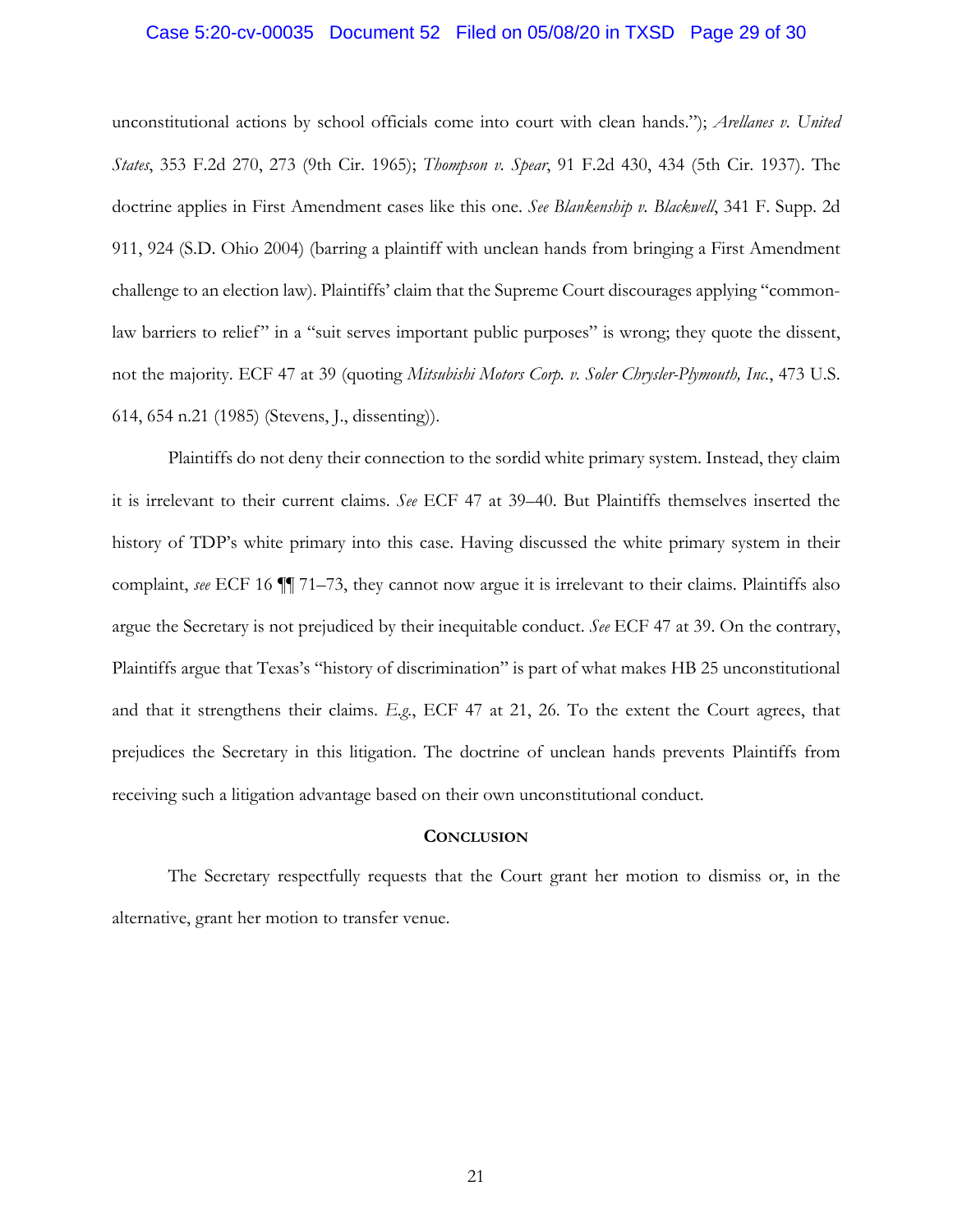unconstitutional actions by school officials come into court with clean hands."); *Arellanes v. United States*, 353 F.2d 270, 273 (9th Cir. 1965); *Thompson v. Spear*, 91 F.2d 430, 434 (5th Cir. 1937). The doctrine applies in First Amendment cases like this one. *See Blankenship v. Blackwell*, 341 F. Supp. 2d 911, 924 (S.D. Ohio 2004) (barring a plaintiff with unclean hands from bringing a First Amendment challenge to an election law). Plaintiffs' claim that the Supreme Court discourages applying "common-law barriers to relief" in a "suit serves important public purposes" is wrong; they quote the dissent, not the majority. ECF 47 at 39 (quoting *Mitsubishi Motors Corp. v. Soler Chrysler-Plymouth, Inc.*, 473 U.S. 614, 654 n.21 (1985) (Stevens, J., dissenting)).

Plaintiffs do not deny their connection to the sordid white primary system. Instead, they claim it is irrelevant to their current claims. *See* ECF 47 at 39–40. But Plaintiffs themselves inserted the history of TDP's white primary into this case. Having discussed the white primary system in their complaint, *see* ECF 16 ¶¶ 71–73, they cannot now argue it is irrelevant to their claims. Plaintiffs also argue the Secretary is not prejudiced by their inequitable conduct. *See* ECF 47 at 39. On the contrary, Plaintiffs argue that Texas's "history of discrimination" is part of what makes HB 25 unconstitutional and that it strengthens their claims. *E.g.*, ECF 47 at 21, 26. To the extent the Court agrees, that prejudices the Secretary in this litigation. The doctrine of unclean hands prevents Plaintiffs from receiving such a litigation advantage based on their own unconstitutional conduct.

## Conclusion

The Secretary respectfully requests that the Court grant her motion to dismiss or, in the alternative, grant her motion to transfer venue.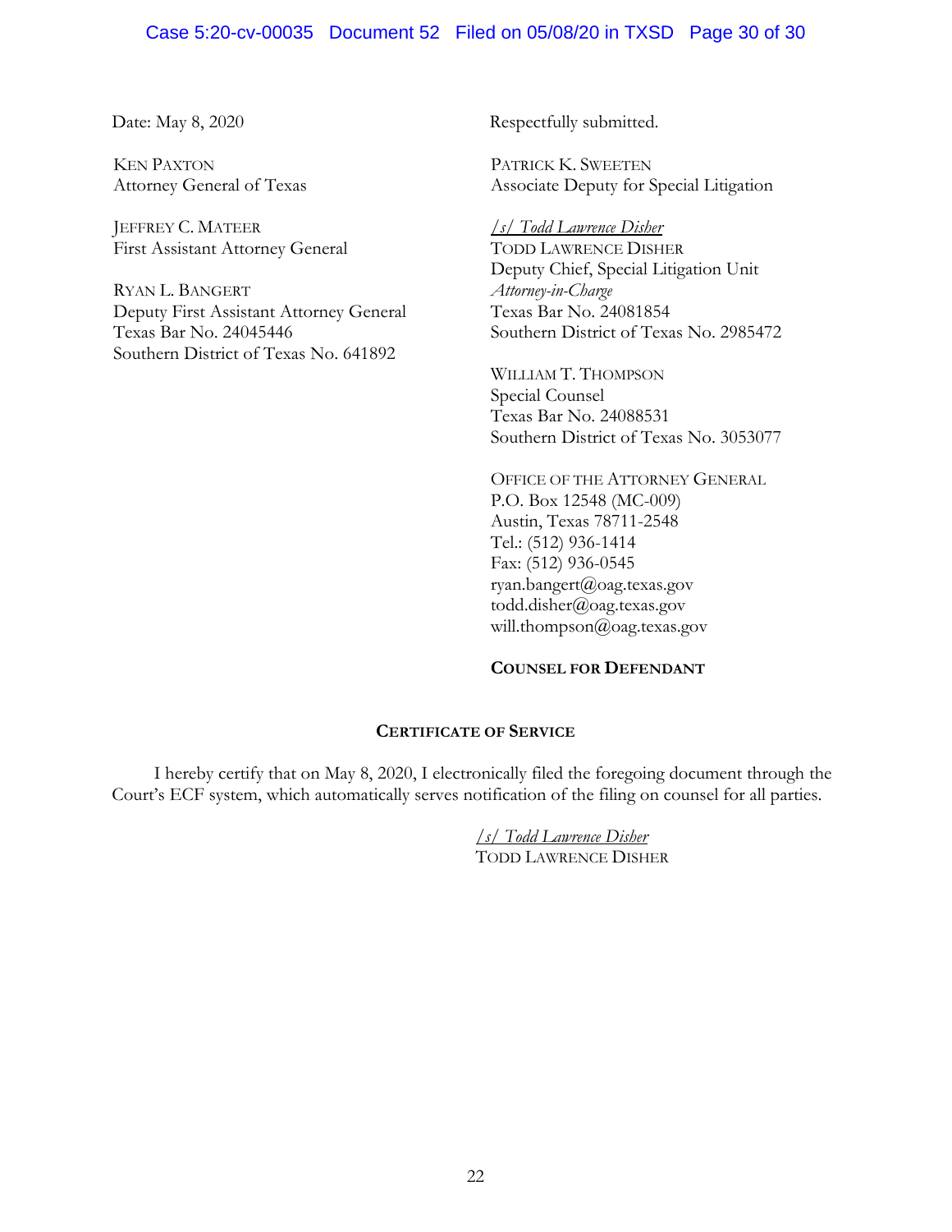Date: May 8, 2020

KEN PAXTON
Attorney General of Texas

JEFFREY C. MATEER
First Assistant Attorney General

RYAN L. BANGERT
Deputy First Assistant Attorney General
Texas Bar No. 24045446
Southern District of Texas No. 641892

Respectfully submitted.

PATRICK K. SWEETEN
Associate Deputy for Special Litigation

*/s/ Todd Lawrence Disher*
TODD LAWRENCE DISHER
Deputy Chief, Special Litigation Unit
*Attorney-in-Charge*
Texas Bar No. 24081854
Southern District of Texas No. 2985472

WILLIAM T. THOMPSON
Special Counsel
Texas Bar No. 24088531
Southern District of Texas No. 3053077

OFFICE OF THE ATTORNEY GENERAL
P.O. Box 12548 (MC-009)
Austin, Texas 78711-2548
Tel.: (512) 936-1414
Fax: (512) 936-0545
ryan.bangert@oag.texas.gov
todd.disher@oag.texas.gov
will.thompson@oag.texas.gov

**COUNSEL FOR DEFENDANT**

## CERTIFICATE OF SERVICE

I hereby certify that on May 8, 2020, I electronically filed the foregoing document through the Court's ECF system, which automatically serves notification of the filing on counsel for all parties.

*/s/ Todd Lawrence Disher*
TODD LAWRENCE DISHER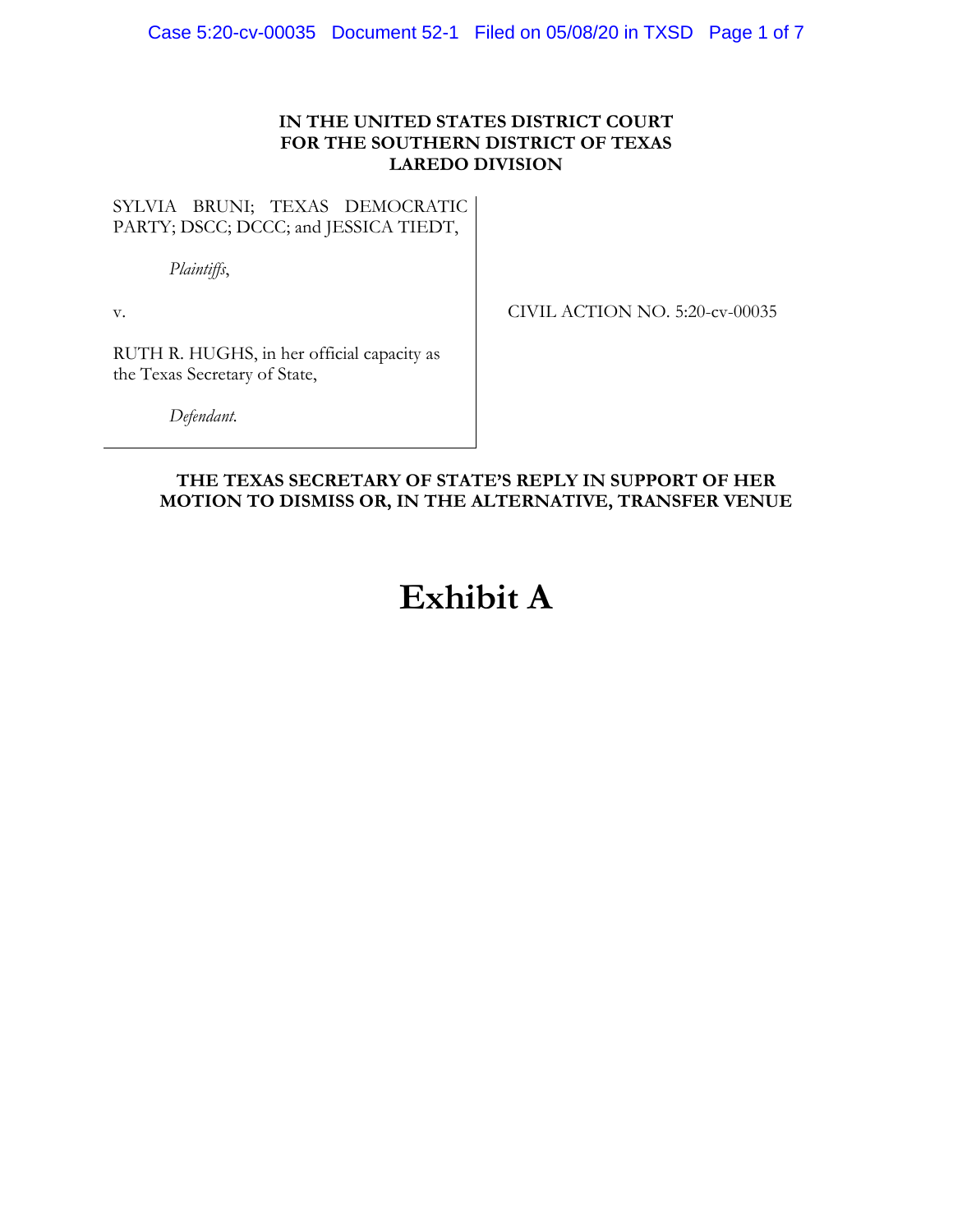**IN THE UNITED STATES DISTRICT COURT**
**FOR THE SOUTHERN DISTRICT OF TEXAS**
**LAREDO DIVISION**

SYLVIA BRUNI; TEXAS DEMOCRATIC PARTY; DSCC; DCCC; and JESSICA TIEDT,

*Plaintiffs*,

v.

RUTH R. HUGHS, in her official capacity as the Texas Secretary of State,

*Defendant.*

CIVIL ACTION NO. 5:20-cv-00035

**THE TEXAS SECRETARY OF STATE'S REPLY IN SUPPORT OF HER MOTION TO DISMISS OR, IN THE ALTERNATIVE, TRANSFER VENUE**

# Exhibit A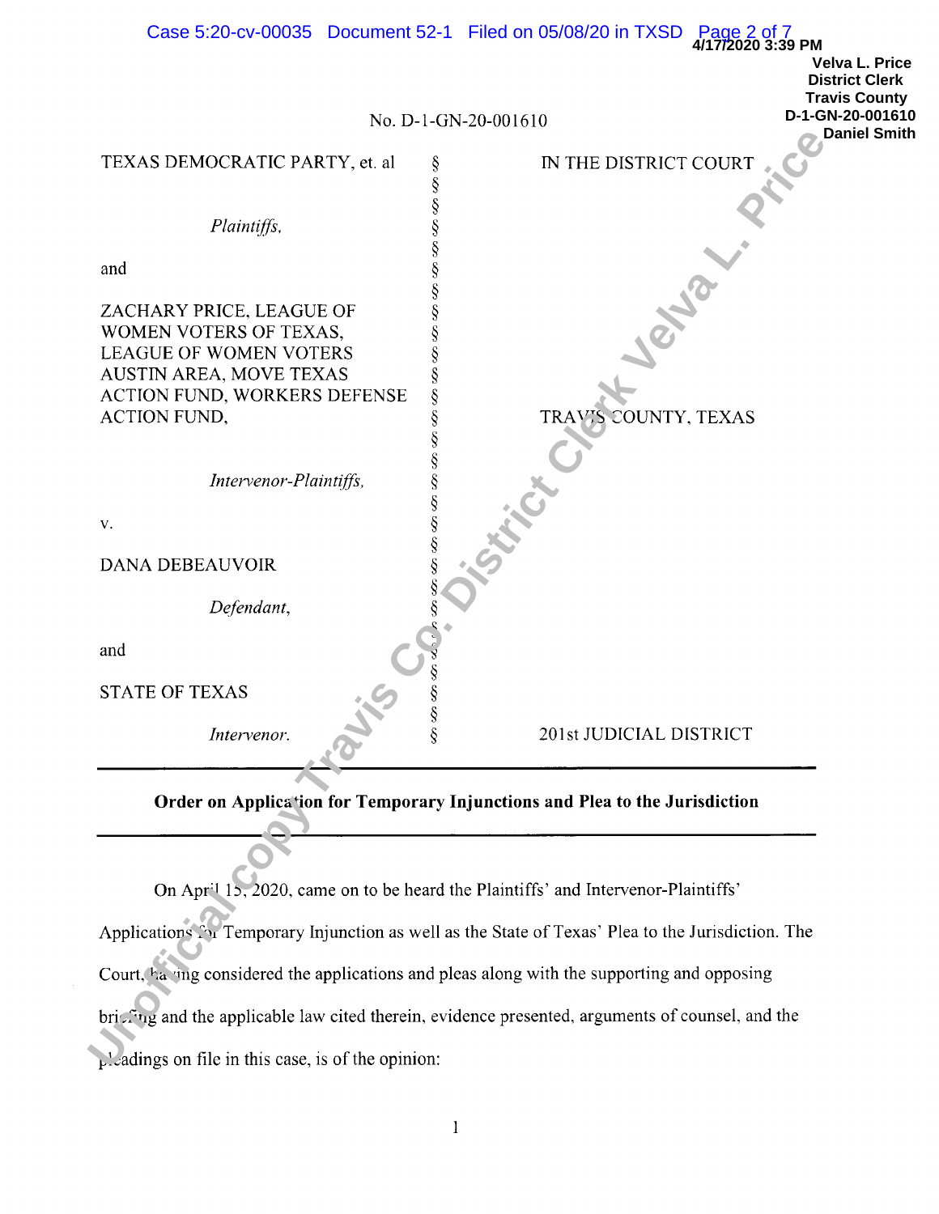4/17/2020 3:39 PM
Velva L. Price
District Clerk
Travis County
D-1-GN-20-001610
Daniel Smith

No. D-1-GN-20-001610

| | | |
|---|---|---|
| TEXAS DEMOCRATIC PARTY, et. al | § | IN THE DISTRICT COURT |
| *Plaintiffs,* | § | |
| and | § | |
| ZACHARY PRICE, LEAGUE OF WOMEN VOTERS OF TEXAS, LEAGUE OF WOMEN VOTERS AUSTIN AREA, MOVE TEXAS ACTION FUND, WORKERS DEFENSE ACTION FUND, | § | TRAVIS COUNTY, TEXAS |
| *Intervenor-Plaintiffs,* | § | |
| v. | § | |
| DANA DEBEAUVOIR | § | |
| *Defendant,* | § | |
| and | § | |
| STATE OF TEXAS | § | |
| *Intervenor.* | § | 201st JUDICIAL DISTRICT |

---

**Order on Application for Temporary Injunctions and Plea to the Jurisdiction**

---

On April 15, 2020, came on to be heard the Plaintiffs' and Intervenor-Plaintiffs' Applications for Temporary Injunction as well as the State of Texas' Plea to the Jurisdiction. The Court, having considered the applications and pleas along with the supporting and opposing briefing and the applicable law cited therein, evidence presented, arguments of counsel, and the pleadings on file in this case, is of the opinion: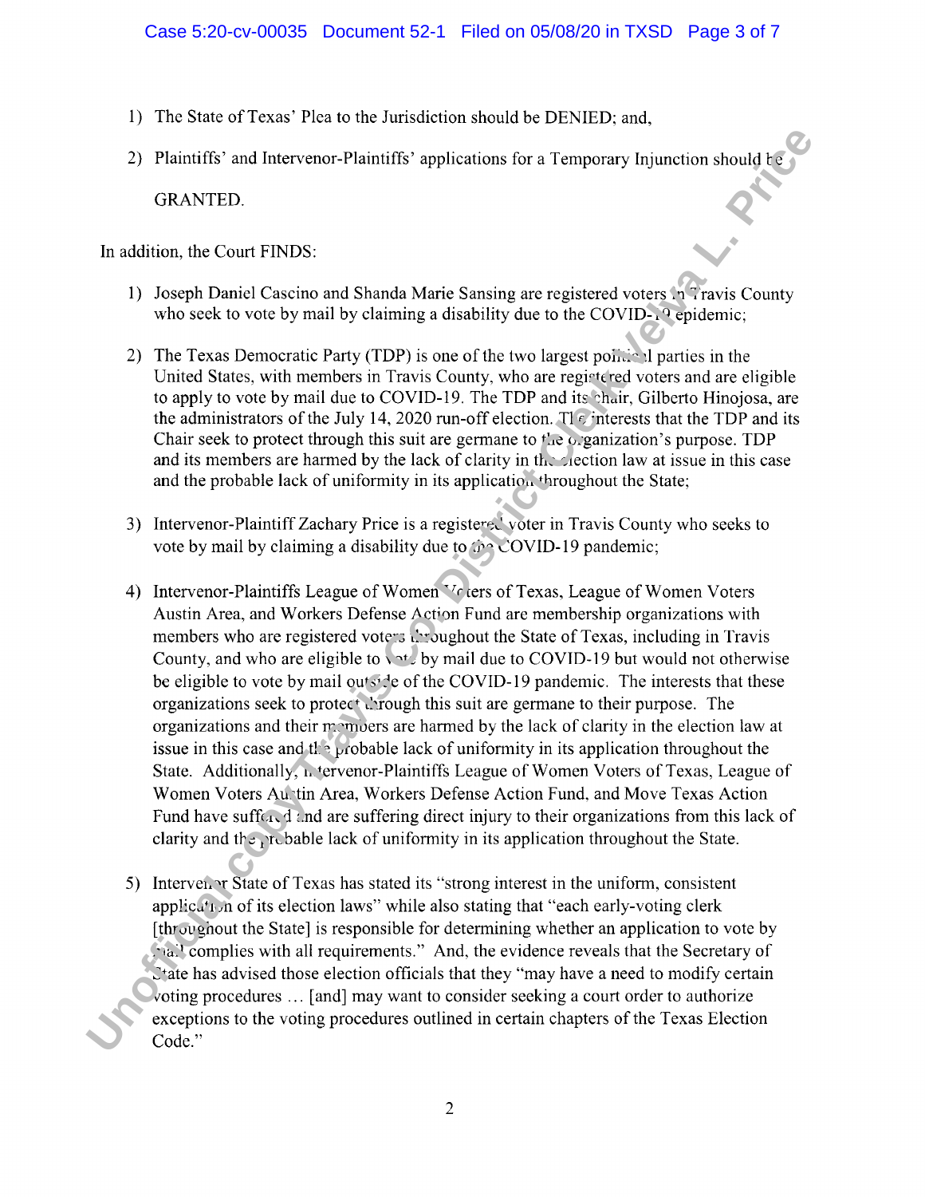1) The State of Texas' Plea to the Jurisdiction should be DENIED; and,

2) Plaintiffs' and Intervenor-Plaintiffs' applications for a Temporary Injunction should be GRANTED.

In addition, the Court FINDS:

1) Joseph Daniel Cascino and Shanda Marie Sansing are registered voters in Travis County who seek to vote by mail by claiming a disability due to the COVID-19 epidemic;

2) The Texas Democratic Party (TDP) is one of the two largest political parties in the United States, with members in Travis County, who are registered voters and are eligible to apply to vote by mail due to COVID-19. The TDP and its chair, Gilberto Hinojosa, are the administrators of the July 14, 2020 run-off election. The interests that the TDP and its Chair seek to protect through this suit are germane to the organization's purpose. TDP and its members are harmed by the lack of clarity in the election law at issue in this case and the probable lack of uniformity in its application throughout the State;

3) Intervenor-Plaintiff Zachary Price is a registered voter in Travis County who seeks to vote by mail by claiming a disability due to the COVID-19 pandemic;

4) Intervenor-Plaintiffs League of Women Voters of Texas, League of Women Voters Austin Area, and Workers Defense Action Fund are membership organizations with members who are registered voters throughout the State of Texas, including in Travis County, and who are eligible to vote by mail due to COVID-19 but would not otherwise be eligible to vote by mail outside of the COVID-19 pandemic. The interests that these organizations seek to protect through this suit are germane to their purpose. The organizations and their members are harmed by the lack of clarity in the election law at issue in this case and the probable lack of uniformity in its application throughout the State. Additionally, Intervenor-Plaintiffs League of Women Voters of Texas, League of Women Voters Austin Area, Workers Defense Action Fund, and Move Texas Action Fund have suffered and are suffering direct injury to their organizations from this lack of clarity and the probable lack of uniformity in its application throughout the State.

5) Intervenor State of Texas has stated its "strong interest in the uniform, consistent application of its election laws" while also stating that "each early-voting clerk [throughout the State] is responsible for determining whether an application to vote by mail complies with all requirements." And, the evidence reveals that the Secretary of State has advised those election officials that they "may have a need to modify certain voting procedures … [and] may want to consider seeking a court order to authorize exceptions to the voting procedures outlined in certain chapters of the Texas Election Code."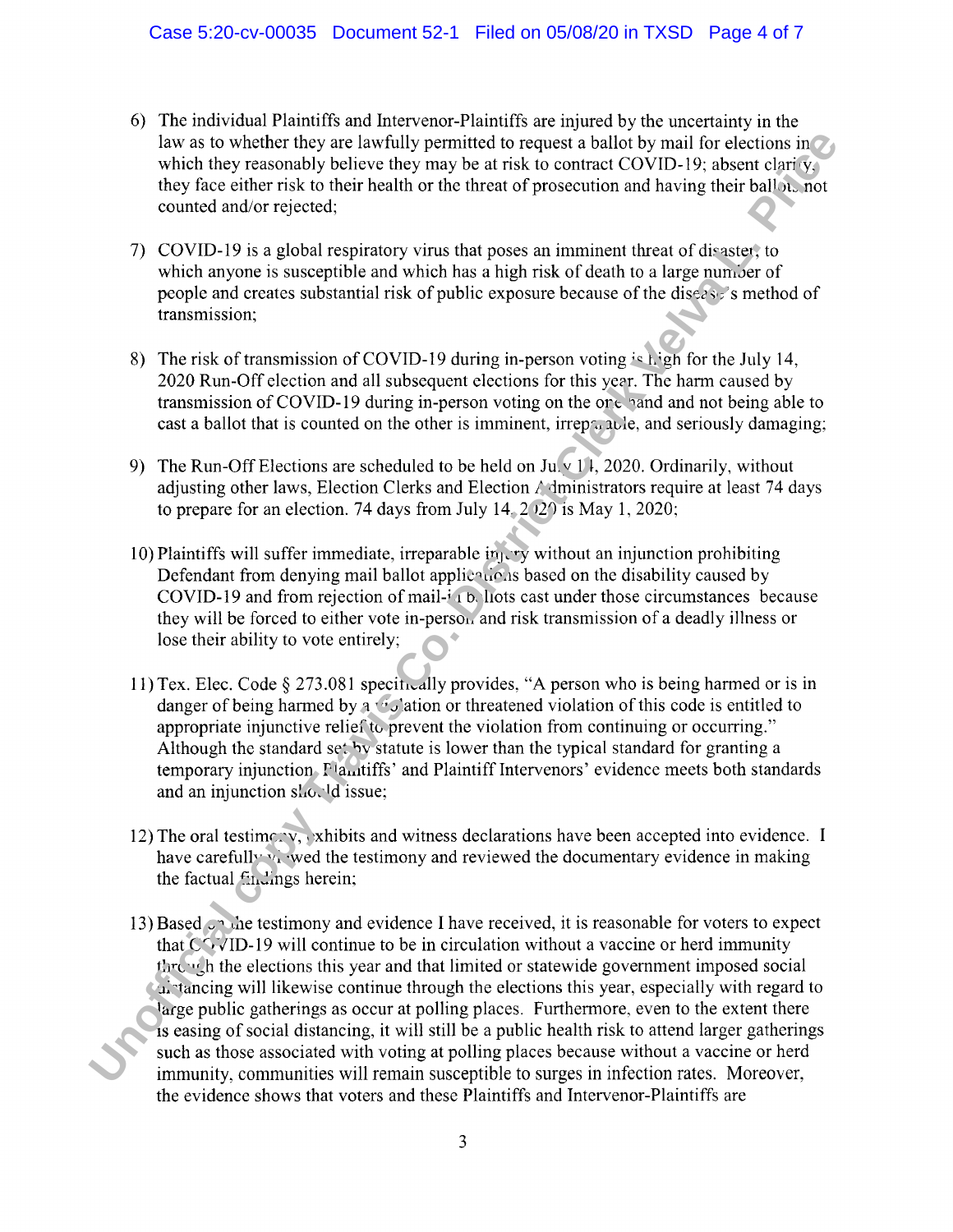6) The individual Plaintiffs and Intervenor-Plaintiffs are injured by the uncertainty in the law as to whether they are lawfully permitted to request a ballot by mail for elections in which they reasonably believe they may be at risk to contract COVID-19; absent clarity, they face either risk to their health or the threat of prosecution and having their ballots not counted and/or rejected;

7) COVID-19 is a global respiratory virus that poses an imminent threat of disaster, to which anyone is susceptible and which has a high risk of death to a large number of people and creates substantial risk of public exposure because of the disease's method of transmission;

8) The risk of transmission of COVID-19 during in-person voting is high for the July 14, 2020 Run-Off election and all subsequent elections for this year. The harm caused by transmission of COVID-19 during in-person voting on the one hand and not being able to cast a ballot that is counted on the other is imminent, irreparable, and seriously damaging;

9) The Run-Off Elections are scheduled to be held on July 14, 2020. Ordinarily, without adjusting other laws, Election Clerks and Election Administrators require at least 74 days to prepare for an election. 74 days from July 14, 2020 is May 1, 2020;

10) Plaintiffs will suffer immediate, irreparable injury without an injunction prohibiting Defendant from denying mail ballot applications based on the disability caused by COVID-19 and from rejection of mail-in ballots cast under those circumstances because they will be forced to either vote in-person and risk transmission of a deadly illness or lose their ability to vote entirely;

11) Tex. Elec. Code § 273.081 specifically provides, "A person who is being harmed or is in danger of being harmed by a violation or threatened violation of this code is entitled to appropriate injunctive relief to prevent the violation from continuing or occurring." Although the standard set by statute is lower than the typical standard for granting a temporary injunction, Plaintiffs' and Plaintiff Intervenors' evidence meets both standards and an injunction should issue;

12) The oral testimony, exhibits and witness declarations have been accepted into evidence. I have carefully viewed the testimony and reviewed the documentary evidence in making the factual findings herein;

13) Based on the testimony and evidence I have received, it is reasonable for voters to expect that COVID-19 will continue to be in circulation without a vaccine or herd immunity through the elections this year and that limited or statewide government imposed social distancing will likewise continue through the elections this year, especially with regard to large public gatherings as occur at polling places. Furthermore, even to the extent there is easing of social distancing, it will still be a public health risk to attend larger gatherings such as those associated with voting at polling places because without a vaccine or herd immunity, communities will remain susceptible to surges in infection rates. Moreover, the evidence shows that voters and these Plaintiffs and Intervenor-Plaintiffs are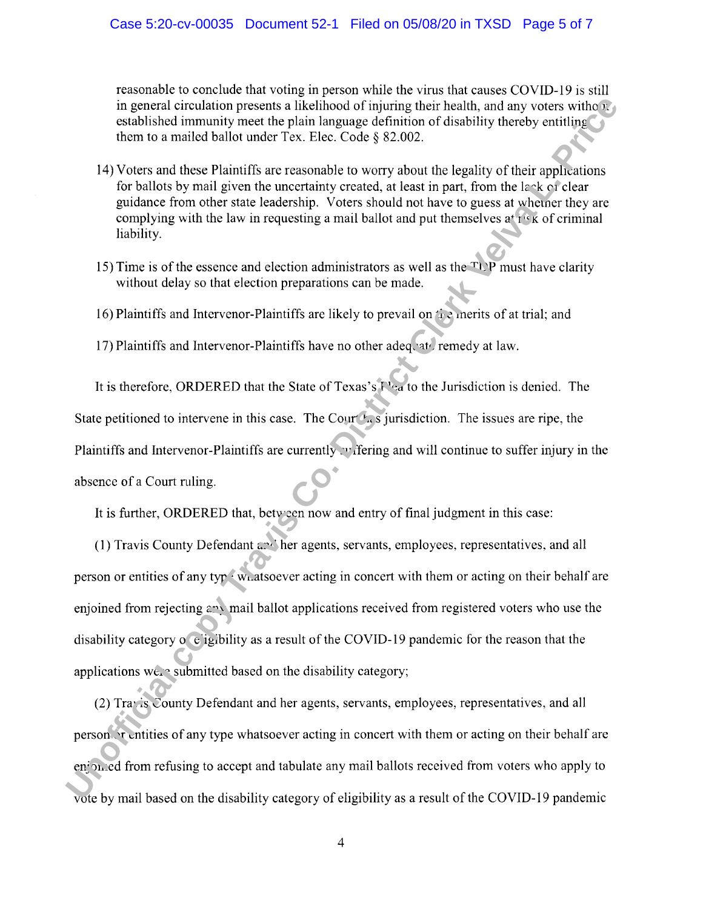reasonable to conclude that voting in person while the virus that causes COVID-19 is still in general circulation presents a likelihood of injuring their health, and any voters without established immunity meet the plain language definition of disability thereby entitling them to a mailed ballot under Tex. Elec. Code § 82.002.

14) Voters and these Plaintiffs are reasonable to worry about the legality of their applications for ballots by mail given the uncertainty created, at least in part, from the lack of clear guidance from other state leadership. Voters should not have to guess at whether they are complying with the law in requesting a mail ballot and put themselves at risk of criminal liability.

15) Time is of the essence and election administrators as well as the TDP must have clarity without delay so that election preparations can be made.

16) Plaintiffs and Intervenor-Plaintiffs are likely to prevail on the merits of at trial; and

17) Plaintiffs and Intervenor-Plaintiffs have no other adequate remedy at law.

It is therefore, ORDERED that the State of Texas's Plea to the Jurisdiction is denied. The State petitioned to intervene in this case. The Court has jurisdiction. The issues are ripe, the Plaintiffs and Intervenor-Plaintiffs are currently suffering and will continue to suffer injury in the absence of a Court ruling.

It is further, ORDERED that, between now and entry of final judgment in this case:

(1) Travis County Defendant and her agents, servants, employees, representatives, and all person or entities of any type whatsoever acting in concert with them or acting on their behalf are enjoined from rejecting any mail ballot applications received from registered voters who use the disability category of eligibility as a result of the COVID-19 pandemic for the reason that the applications were submitted based on the disability category;

(2) Travis County Defendant and her agents, servants, employees, representatives, and all person or entities of any type whatsoever acting in concert with them or acting on their behalf are enjoined from refusing to accept and tabulate any mail ballots received from voters who apply to vote by mail based on the disability category of eligibility as a result of the COVID-19 pandemic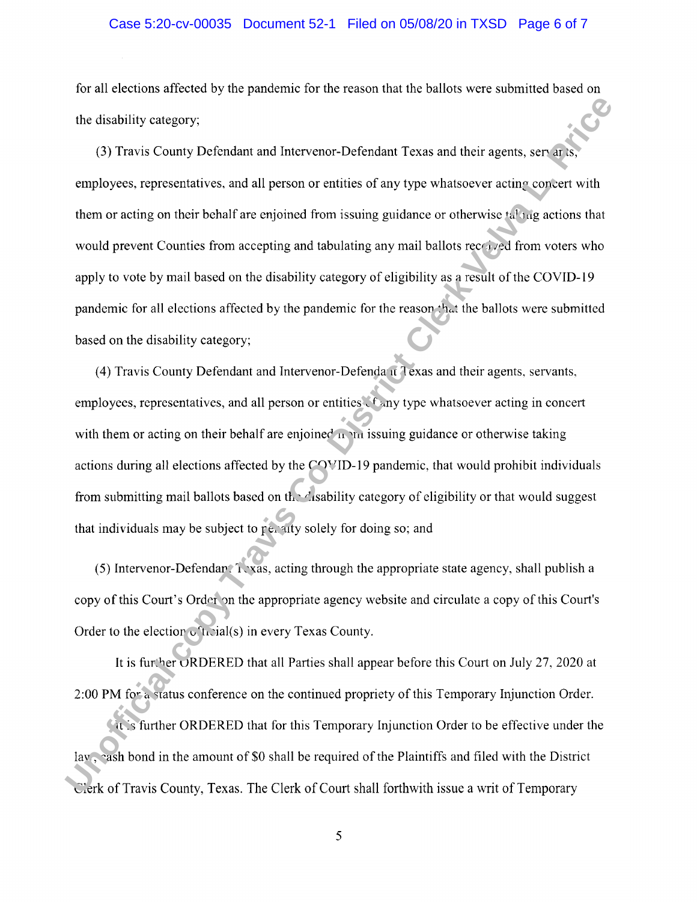for all elections affected by the pandemic for the reason that the ballots were submitted based on the disability category;

(3) Travis County Defendant and Intervenor-Defendant Texas and their agents, servants, employees, representatives, and all person or entities of any type whatsoever acting concert with them or acting on their behalf are enjoined from issuing guidance or otherwise taking actions that would prevent Counties from accepting and tabulating any mail ballots received from voters who apply to vote by mail based on the disability category of eligibility as a result of the COVID-19 pandemic for all elections affected by the pandemic for the reason that the ballots were submitted based on the disability category;

(4) Travis County Defendant and Intervenor-Defendant Texas and their agents, servants, employees, representatives, and all person or entities of any type whatsoever acting in concert with them or acting on their behalf are enjoined from issuing guidance or otherwise taking actions during all elections affected by the COVID-19 pandemic, that would prohibit individuals from submitting mail ballots based on the disability category of eligibility or that would suggest that individuals may be subject to penalty solely for doing so; and

(5) Intervenor-Defendant Texas, acting through the appropriate state agency, shall publish a copy of this Court's Order on the appropriate agency website and circulate a copy of this Court's Order to the election official(s) in every Texas County.

It is further ORDERED that all Parties shall appear before this Court on July 27, 2020 at 2:00 PM for a status conference on the continued propriety of this Temporary Injunction Order.

It is further ORDERED that for this Temporary Injunction Order to be effective under the law, cash bond in the amount of $0 shall be required of the Plaintiffs and filed with the District Clerk of Travis County, Texas. The Clerk of Court shall forthwith issue a writ of Temporary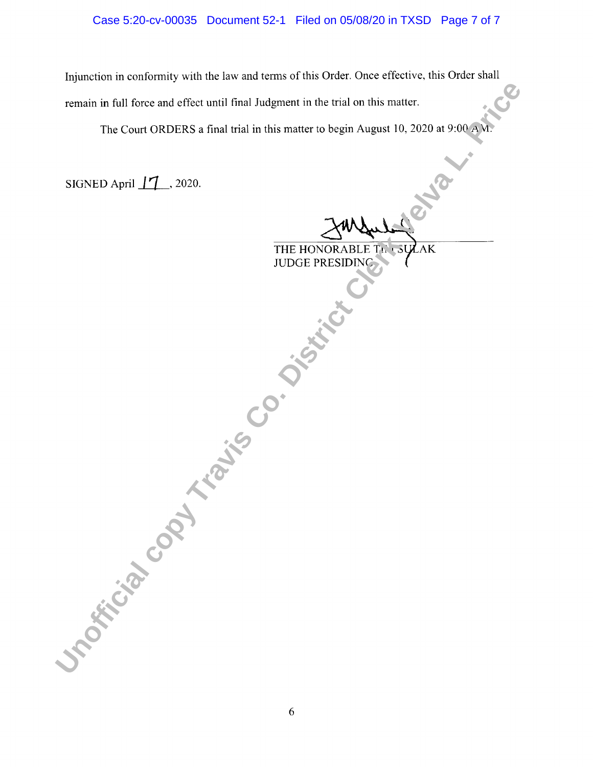Injunction in conformity with the law and terms of this Order. Once effective, this Order shall remain in full force and effect until final Judgment in the trial on this matter.

The Court ORDERS a final trial in this matter to begin August 10, 2020 at 9:00 A.M.

SIGNED April 17, 2020.

THE HONORABLE TIM SULAK
JUDGE PRESIDING

Unofficial copy Travis Co. District Clerk Velva L. Price